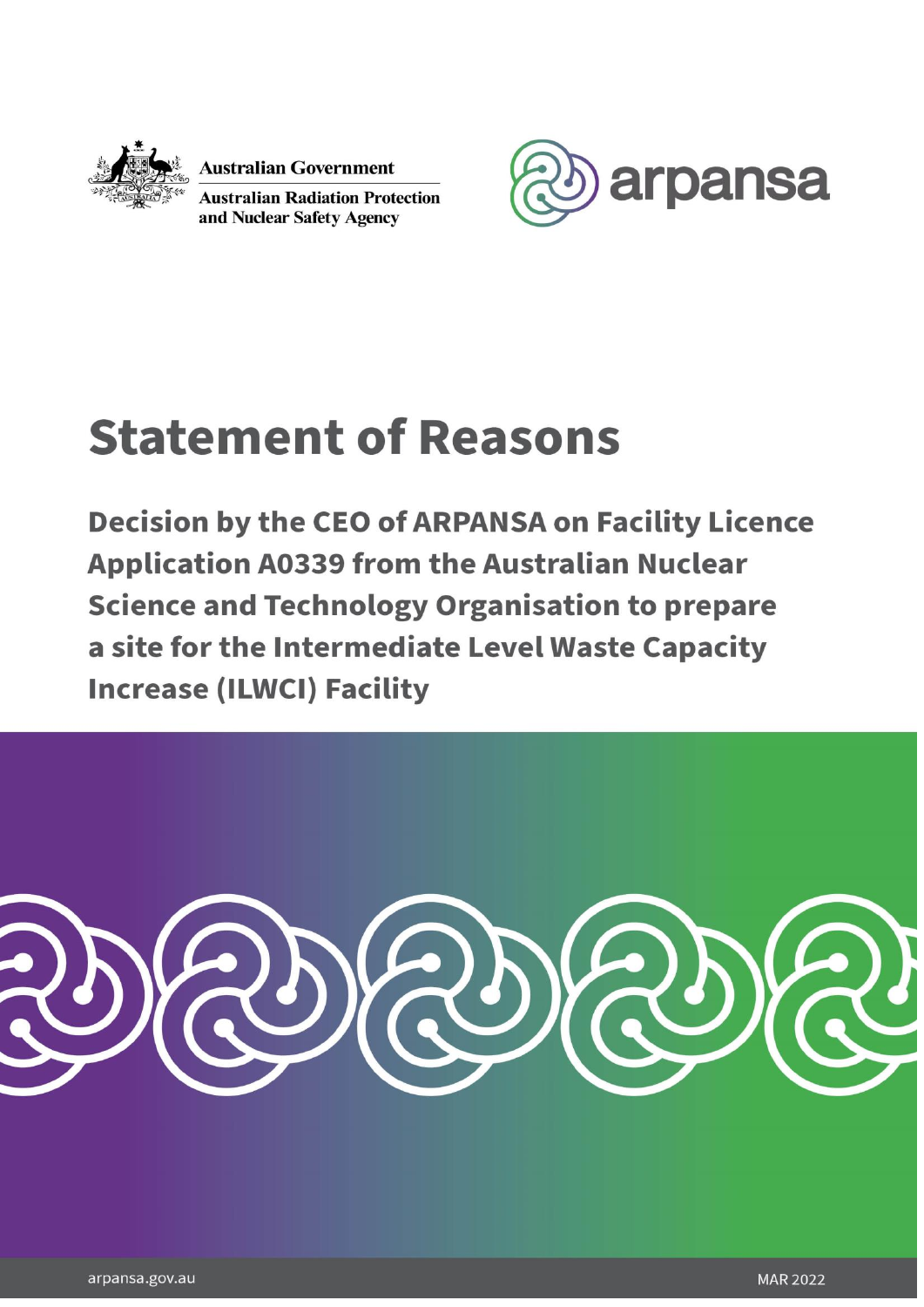Australian Government

Australian Radiation Protection and Nuclear Safety Agency

arpansa

# Statement of Reasons

## Decision by the CEO of ARPANSA on Facility Licence Application A0339 from the Australian Nuclear Science and Technology Organisation to prepare a site for the Intermediate Level Waste Capacity Increase (ILWCI) Facility

arpansa.gov.au

MAR 2022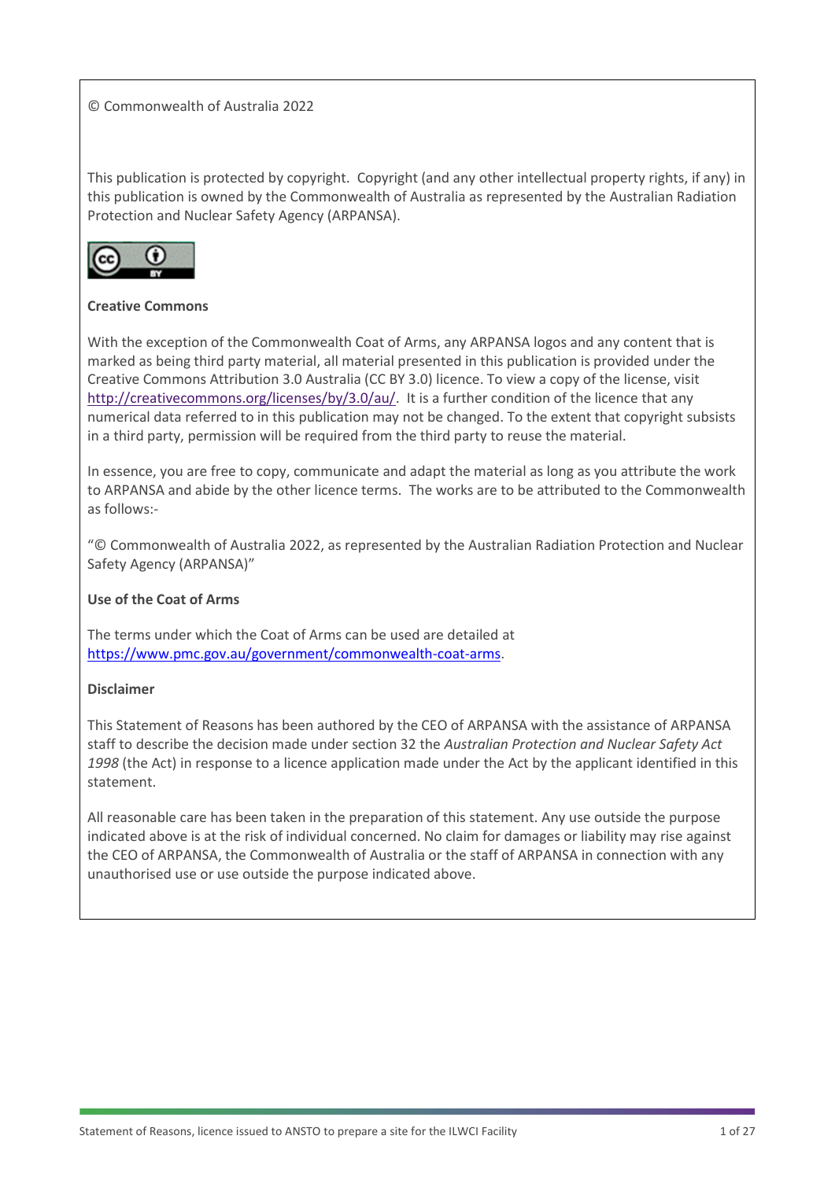© Commonwealth of Australia 2022

This publication is protected by copyright. Copyright (and any other intellectual property rights, if any) in this publication is owned by the Commonwealth of Australia as represented by the Australian Radiation Protection and Nuclear Safety Agency (ARPANSA).

**Creative Commons**

With the exception of the Commonwealth Coat of Arms, any ARPANSA logos and any content that is marked as being third party material, all material presented in this publication is provided under the Creative Commons Attribution 3.0 Australia (CC BY 3.0) licence. To view a copy of the license, visit http://creativecommons.org/licenses/by/3.0/au/. It is a further condition of the licence that any numerical data referred to in this publication may not be changed. To the extent that copyright subsists in a third party, permission will be required from the third party to reuse the material.

In essence, you are free to copy, communicate and adapt the material as long as you attribute the work to ARPANSA and abide by the other licence terms. The works are to be attributed to the Commonwealth as follows:-

"© Commonwealth of Australia 2022, as represented by the Australian Radiation Protection and Nuclear Safety Agency (ARPANSA)"

**Use of the Coat of Arms**

The terms under which the Coat of Arms can be used are detailed at https://www.pmc.gov.au/government/commonwealth-coat-arms.

**Disclaimer**

This Statement of Reasons has been authored by the CEO of ARPANSA with the assistance of ARPANSA staff to describe the decision made under section 32 the *Australian Protection and Nuclear Safety Act 1998* (the Act) in response to a licence application made under the Act by the applicant identified in this statement.

All reasonable care has been taken in the preparation of this statement. Any use outside the purpose indicated above is at the risk of individual concerned. No claim for damages or liability may rise against the CEO of ARPANSA, the Commonwealth of Australia or the staff of ARPANSA in connection with any unauthorised use or use outside the purpose indicated above.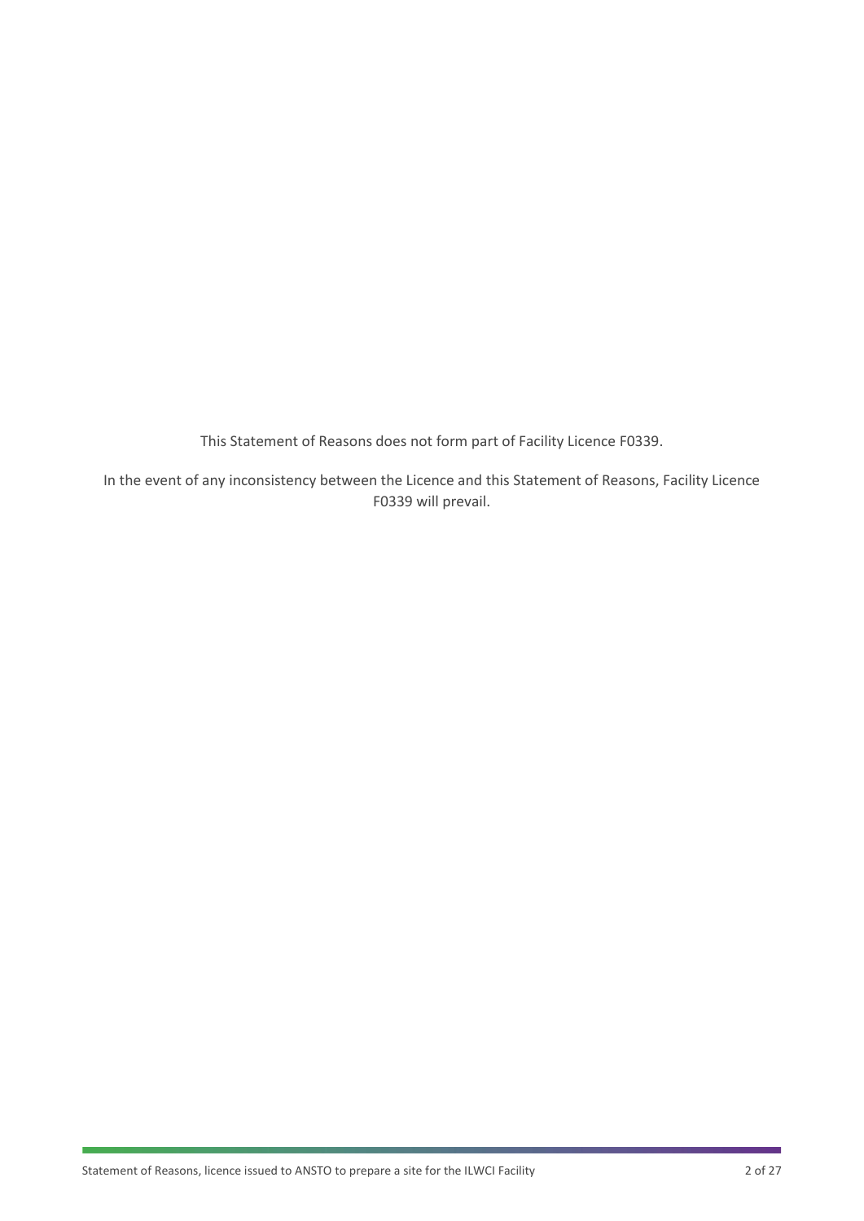This Statement of Reasons does not form part of Facility Licence F0339.

In the event of any inconsistency between the Licence and this Statement of Reasons, Facility Licence F0339 will prevail.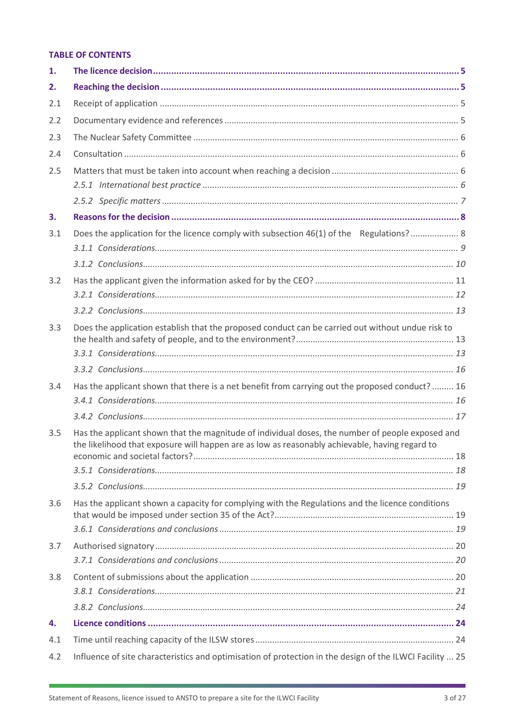**TABLE OF CONTENTS**

**1. The licence decision** .......... **5**

**2. Reaching the decision** .......... **5**

2.1 Receipt of application .......... 5

2.2 Documentary evidence and references .......... 5

2.3 The Nuclear Safety Committee .......... 6

2.4 Consultation .......... 6

2.5 Matters that must be taken into account when reaching a decision .......... 6

*2.5.1 International best practice .......... 6*

*2.5.2 Specific matters .......... 7*

**3. Reasons for the decision** .......... **8**

3.1 Does the application for the licence comply with subsection 46(1) of the Regulations? .......... 8

*3.1.1 Considerations .......... 9*

*3.1.2 Conclusions .......... 10*

3.2 Has the applicant given the information asked for by the CEO? .......... 11

*3.2.1 Considerations .......... 12*

*3.2.2 Conclusions .......... 13*

3.3 Does the application establish that the proposed conduct can be carried out without undue risk to the health and safety of people, and to the environment? .......... 13

*3.3.1 Considerations .......... 13*

*3.3.2 Conclusions .......... 16*

3.4 Has the applicant shown that there is a net benefit from carrying out the proposed conduct? .......... 16

*3.4.1 Considerations .......... 16*

*3.4.2 Conclusions .......... 17*

3.5 Has the applicant shown that the magnitude of individual doses, the number of people exposed and the likelihood that exposure will happen are as low as reasonably achievable, having regard to economic and societal factors? .......... 18

*3.5.1 Considerations .......... 18*

*3.5.2 Conclusions .......... 19*

3.6 Has the applicant shown a capacity for complying with the Regulations and the licence conditions that would be imposed under section 35 of the Act? .......... 19

*3.6.1 Considerations and conclusions .......... 19*

3.7 Authorised signatory .......... 20

*3.7.1 Considerations and conclusions .......... 20*

3.8 Content of submissions about the application .......... 20

*3.8.1 Considerations .......... 21*

*3.8.2 Conclusions .......... 24*

**4. Licence conditions** .......... **24**

4.1 Time until reaching capacity of the ILSW stores .......... 24

4.2 Influence of site characteristics and optimisation of protection in the design of the ILWCI Facility .......... 25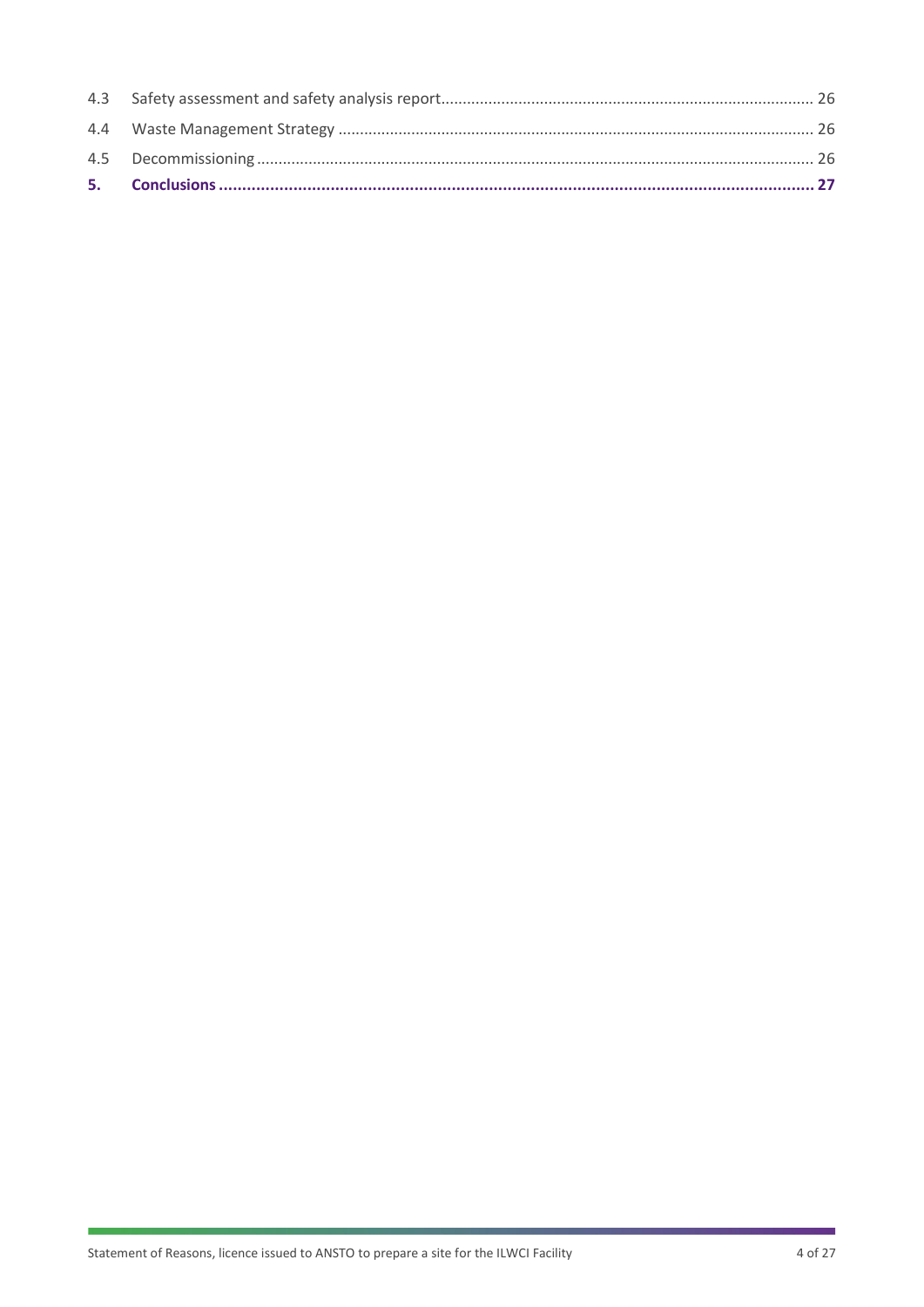| | | |
|---|---|---|
| 4.3 | Safety assessment and safety analysis report | 26 |
| 4.4 | Waste Management Strategy | 26 |
| 4.5 | Decommissioning | 26 |
| **5.** | **Conclusions** | **27** |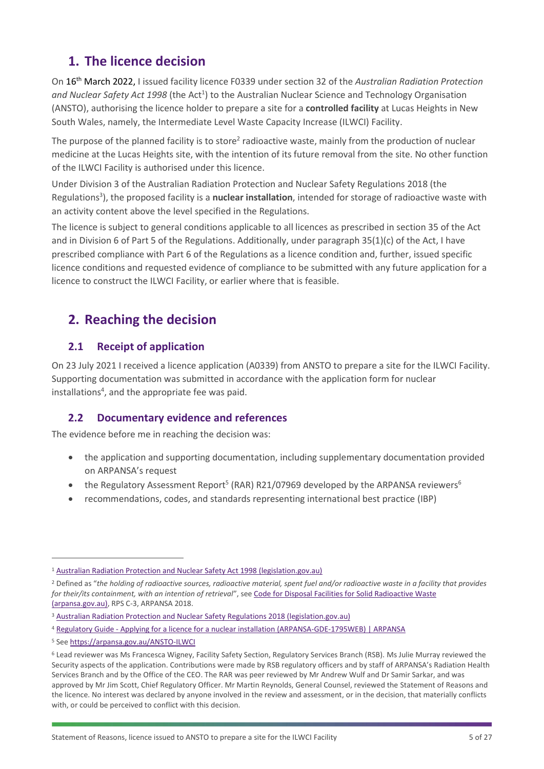## 1. The licence decision

On 16th March 2022, I issued facility licence F0339 under section 32 of the *Australian Radiation Protection and Nuclear Safety Act 1998* (the Act[1]) to the Australian Nuclear Science and Technology Organisation (ANSTO), authorising the licence holder to prepare a site for a **controlled facility** at Lucas Heights in New South Wales, namely, the Intermediate Level Waste Capacity Increase (ILWCI) Facility.

The purpose of the planned facility is to store[2] radioactive waste, mainly from the production of nuclear medicine at the Lucas Heights site, with the intention of its future removal from the site. No other function of the ILWCI Facility is authorised under this licence.

Under Division 3 of the Australian Radiation Protection and Nuclear Safety Regulations 2018 (the Regulations[3]), the proposed facility is a **nuclear installation**, intended for storage of radioactive waste with an activity content above the level specified in the Regulations.

The licence is subject to general conditions applicable to all licences as prescribed in section 35 of the Act and in Division 6 of Part 5 of the Regulations. Additionally, under paragraph 35(1)(c) of the Act, I have prescribed compliance with Part 6 of the Regulations as a licence condition and, further, issued specific licence conditions and requested evidence of compliance to be submitted with any future application for a licence to construct the ILWCI Facility, or earlier where that is feasible.

## 2. Reaching the decision

### 2.1 Receipt of application

On 23 July 2021 I received a licence application (A0339) from ANSTO to prepare a site for the ILWCI Facility. Supporting documentation was submitted in accordance with the application form for nuclear installations[4], and the appropriate fee was paid.

### 2.2 Documentary evidence and references

The evidence before me in reaching the decision was:

- the application and supporting documentation, including supplementary documentation provided on ARPANSA's request
- the Regulatory Assessment Report[5] (RAR) R21/07969 developed by the ARPANSA reviewers[6]
- recommendations, codes, and standards representing international best practice (IBP)

---

[1] Australian Radiation Protection and Nuclear Safety Act 1998 (legislation.gov.au)

[2] Defined as "*the holding of radioactive sources, radioactive material, spent fuel and/or radioactive waste in a facility that provides for their/its containment, with an intention of retrieval*", see Code for Disposal Facilities for Solid Radioactive Waste (arpansa.gov.au), RPS C-3, ARPANSA 2018.

[3] Australian Radiation Protection and Nuclear Safety Regulations 2018 (legislation.gov.au)

[4] Regulatory Guide - Applying for a licence for a nuclear installation (ARPANSA-GDE-1795WEB) | ARPANSA

[5] See https://arpansa.gov.au/ANSTO-ILWCI

[6] Lead reviewer was Ms Francesca Wigney, Facility Safety Section, Regulatory Services Branch (RSB). Ms Julie Murray reviewed the Security aspects of the application. Contributions were made by RSB regulatory officers and by staff of ARPANSA's Radiation Health Services Branch and by the Office of the CEO. The RAR was peer reviewed by Mr Andrew Wulf and Dr Samir Sarkar, and was approved by Mr Jim Scott, Chief Regulatory Officer. Mr Martin Reynolds, General Counsel, reviewed the Statement of Reasons and the licence. No interest was declared by anyone involved in the review and assessment, or in the decision, that materially conflicts with, or could be perceived to conflict with this decision.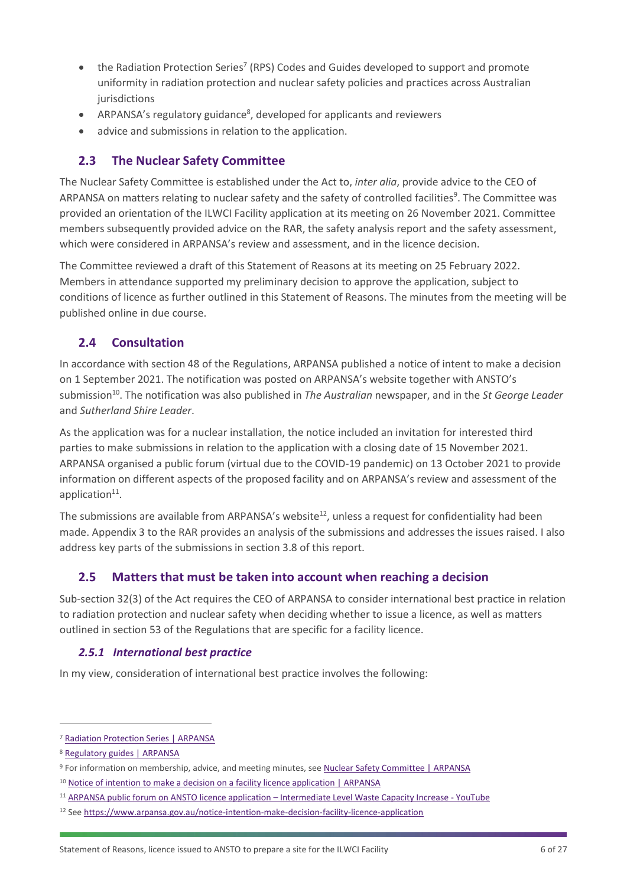- the Radiation Protection Series[7] (RPS) Codes and Guides developed to support and promote uniformity in radiation protection and nuclear safety policies and practices across Australian jurisdictions
- ARPANSA's regulatory guidance[8], developed for applicants and reviewers
- advice and submissions in relation to the application.

## 2.3 The Nuclear Safety Committee

The Nuclear Safety Committee is established under the Act to, *inter alia*, provide advice to the CEO of ARPANSA on matters relating to nuclear safety and the safety of controlled facilities[9]. The Committee was provided an orientation of the ILWCI Facility application at its meeting on 26 November 2021. Committee members subsequently provided advice on the RAR, the safety analysis report and the safety assessment, which were considered in ARPANSA's review and assessment, and in the licence decision.

The Committee reviewed a draft of this Statement of Reasons at its meeting on 25 February 2022. Members in attendance supported my preliminary decision to approve the application, subject to conditions of licence as further outlined in this Statement of Reasons. The minutes from the meeting will be published online in due course.

## 2.4 Consultation

In accordance with section 48 of the Regulations, ARPANSA published a notice of intent to make a decision on 1 September 2021. The notification was posted on ARPANSA's website together with ANSTO's submission[10]. The notification was also published in *The Australian* newspaper, and in the *St George Leader* and *Sutherland Shire Leader*.

As the application was for a nuclear installation, the notice included an invitation for interested third parties to make submissions in relation to the application with a closing date of 15 November 2021. ARPANSA organised a public forum (virtual due to the COVID-19 pandemic) on 13 October 2021 to provide information on different aspects of the proposed facility and on ARPANSA's review and assessment of the application[11].

The submissions are available from ARPANSA's website[12], unless a request for confidentiality had been made. Appendix 3 to the RAR provides an analysis of the submissions and addresses the issues raised. I also address key parts of the submissions in section 3.8 of this report.

## 2.5 Matters that must be taken into account when reaching a decision

Sub-section 32(3) of the Act requires the CEO of ARPANSA to consider international best practice in relation to radiation protection and nuclear safety when deciding whether to issue a licence, as well as matters outlined in section 53 of the Regulations that are specific for a facility licence.

### *2.5.1 International best practice*

In my view, consideration of international best practice involves the following:

---

[7] Radiation Protection Series | ARPANSA

[8] Regulatory guides | ARPANSA

[9] For information on membership, advice, and meeting minutes, see Nuclear Safety Committee | ARPANSA

[10] Notice of intention to make a decision on a facility licence application | ARPANSA

[11] ARPANSA public forum on ANSTO licence application – Intermediate Level Waste Capacity Increase - YouTube

[12] See https://www.arpansa.gov.au/notice-intention-make-decision-facility-licence-application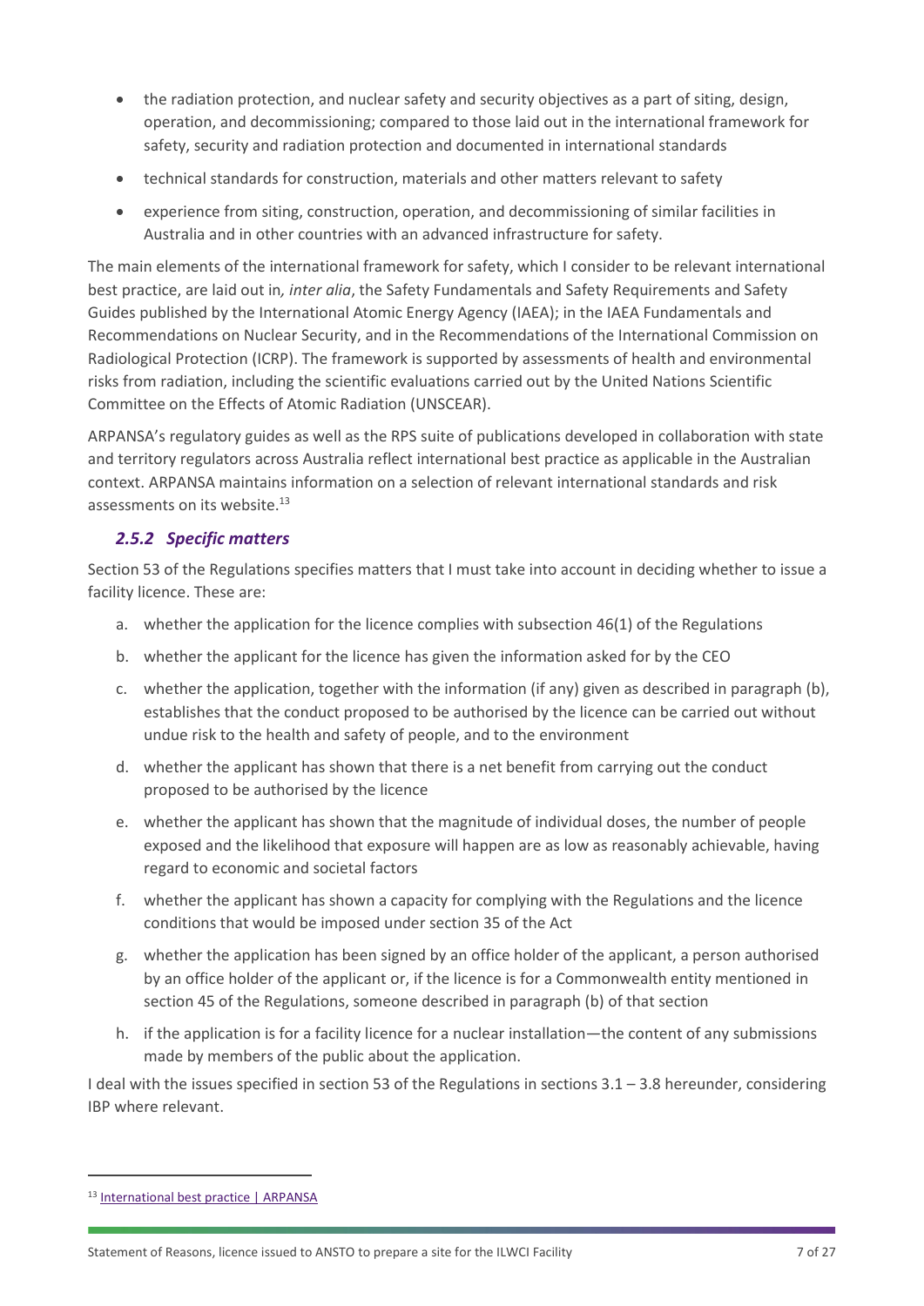- the radiation protection, and nuclear safety and security objectives as a part of siting, design, operation, and decommissioning; compared to those laid out in the international framework for safety, security and radiation protection and documented in international standards
- technical standards for construction, materials and other matters relevant to safety
- experience from siting, construction, operation, and decommissioning of similar facilities in Australia and in other countries with an advanced infrastructure for safety.

The main elements of the international framework for safety, which I consider to be relevant international best practice, are laid out in*, inter alia*, the Safety Fundamentals and Safety Requirements and Safety Guides published by the International Atomic Energy Agency (IAEA); in the IAEA Fundamentals and Recommendations on Nuclear Security, and in the Recommendations of the International Commission on Radiological Protection (ICRP). The framework is supported by assessments of health and environmental risks from radiation, including the scientific evaluations carried out by the United Nations Scientific Committee on the Effects of Atomic Radiation (UNSCEAR).

ARPANSA's regulatory guides as well as the RPS suite of publications developed in collaboration with state and territory regulators across Australia reflect international best practice as applicable in the Australian context. ARPANSA maintains information on a selection of relevant international standards and risk assessments on its website.[13]

### *2.5.2 Specific matters*

Section 53 of the Regulations specifies matters that I must take into account in deciding whether to issue a facility licence. These are:

a. whether the application for the licence complies with subsection 46(1) of the Regulations

b. whether the applicant for the licence has given the information asked for by the CEO

c. whether the application, together with the information (if any) given as described in paragraph (b), establishes that the conduct proposed to be authorised by the licence can be carried out without undue risk to the health and safety of people, and to the environment

d. whether the applicant has shown that there is a net benefit from carrying out the conduct proposed to be authorised by the licence

e. whether the applicant has shown that the magnitude of individual doses, the number of people exposed and the likelihood that exposure will happen are as low as reasonably achievable, having regard to economic and societal factors

f. whether the applicant has shown a capacity for complying with the Regulations and the licence conditions that would be imposed under section 35 of the Act

g. whether the application has been signed by an office holder of the applicant, a person authorised by an office holder of the applicant or, if the licence is for a Commonwealth entity mentioned in section 45 of the Regulations, someone described in paragraph (b) of that section

h. if the application is for a facility licence for a nuclear installation—the content of any submissions made by members of the public about the application.

I deal with the issues specified in section 53 of the Regulations in sections 3.1 – 3.8 hereunder, considering IBP where relevant.

---

[13] International best practice | ARPANSA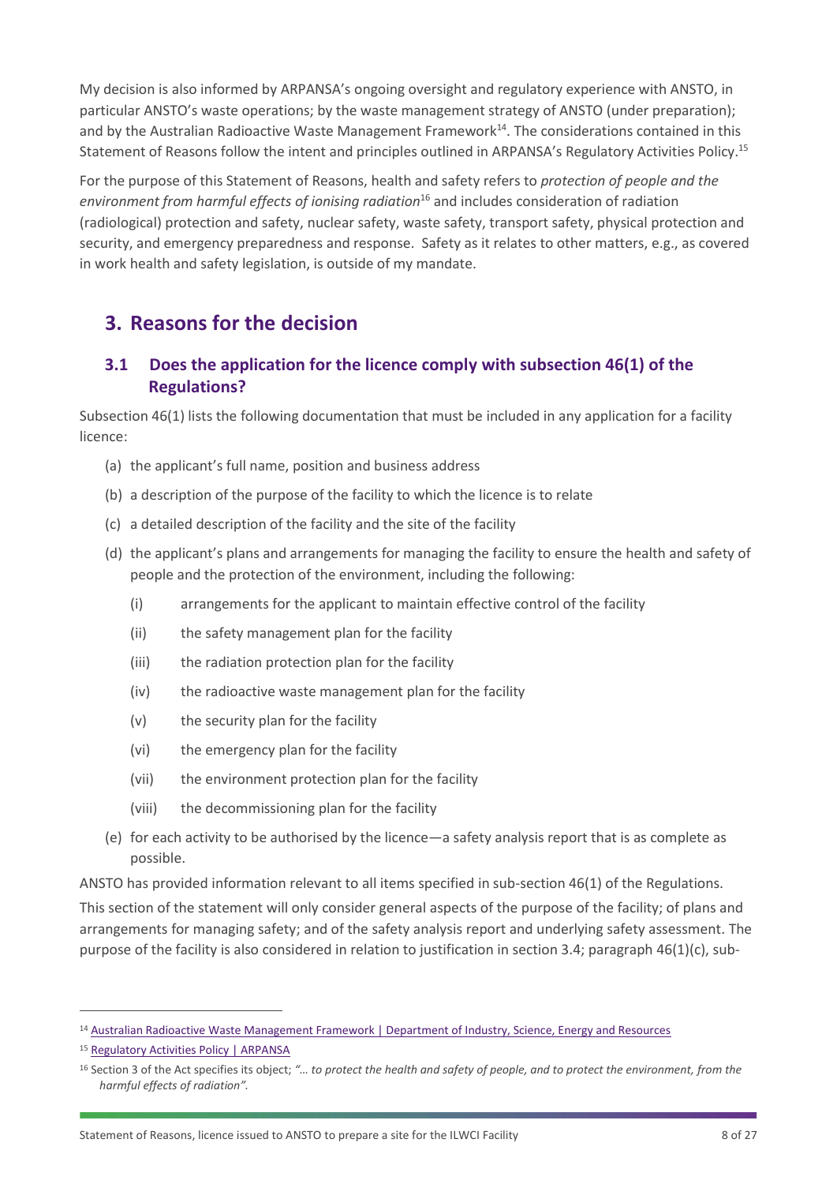My decision is also informed by ARPANSA's ongoing oversight and regulatory experience with ANSTO, in particular ANSTO's waste operations; by the waste management strategy of ANSTO (under preparation); and by the Australian Radioactive Waste Management Framework[14]. The considerations contained in this Statement of Reasons follow the intent and principles outlined in ARPANSA's Regulatory Activities Policy.[15]

For the purpose of this Statement of Reasons, health and safety refers to *protection of people and the environment from harmful effects of ionising radiation*[16] and includes consideration of radiation (radiological) protection and safety, nuclear safety, waste safety, transport safety, physical protection and security, and emergency preparedness and response. Safety as it relates to other matters, e.g., as covered in work health and safety legislation, is outside of my mandate.

## 3. Reasons for the decision

### 3.1 Does the application for the licence comply with subsection 46(1) of the Regulations?

Subsection 46(1) lists the following documentation that must be included in any application for a facility licence:

(a) the applicant's full name, position and business address

(b) a description of the purpose of the facility to which the licence is to relate

(c) a detailed description of the facility and the site of the facility

(d) the applicant's plans and arrangements for managing the facility to ensure the health and safety of people and the protection of the environment, including the following:

- (i) arrangements for the applicant to maintain effective control of the facility
- (ii) the safety management plan for the facility
- (iii) the radiation protection plan for the facility
- (iv) the radioactive waste management plan for the facility
- (v) the security plan for the facility
- (vi) the emergency plan for the facility
- (vii) the environment protection plan for the facility
- (viii) the decommissioning plan for the facility

(e) for each activity to be authorised by the licence—a safety analysis report that is as complete as possible.

ANSTO has provided information relevant to all items specified in sub-section 46(1) of the Regulations.

This section of the statement will only consider general aspects of the purpose of the facility; of plans and arrangements for managing safety; and of the safety analysis report and underlying safety assessment. The purpose of the facility is also considered in relation to justification in section 3.4; paragraph 46(1)(c), sub-

---

[14] Australian Radioactive Waste Management Framework | Department of Industry, Science, Energy and Resources

[15] Regulatory Activities Policy | ARPANSA

[16] Section 3 of the Act specifies its object; *"… to protect the health and safety of people, and to protect the environment, from the harmful effects of radiation".*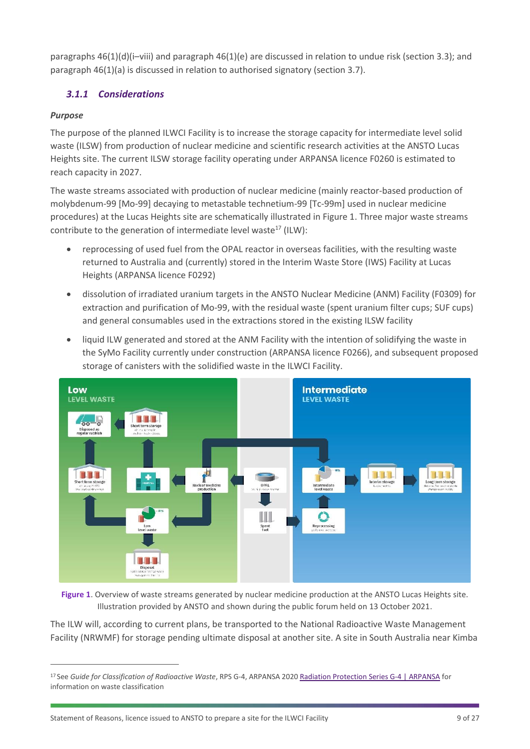paragraphs 46(1)(d)(i–viii) and paragraph 46(1)(e) are discussed in relation to undue risk (section 3.3); and paragraph 46(1)(a) is discussed in relation to authorised signatory (section 3.7).

### *3.1.1 Considerations*

*Purpose*

The purpose of the planned ILWCI Facility is to increase the storage capacity for intermediate level solid waste (ILSW) from production of nuclear medicine and scientific research activities at the ANSTO Lucas Heights site. The current ILSW storage facility operating under ARPANSA licence F0260 is estimated to reach capacity in 2027.

The waste streams associated with production of nuclear medicine (mainly reactor-based production of molybdenum-99 [Mo-99] decaying to metastable technetium-99 [Tc-99m] used in nuclear medicine procedures) at the Lucas Heights site are schematically illustrated in Figure 1. Three major waste streams contribute to the generation of intermediate level waste[17] (ILW):

- reprocessing of used fuel from the OPAL reactor in overseas facilities, with the resulting waste returned to Australia and (currently) stored in the Interim Waste Store (IWS) Facility at Lucas Heights (ARPANSA licence F0292)
- dissolution of irradiated uranium targets in the ANSTO Nuclear Medicine (ANM) Facility (F0309) for extraction and purification of Mo-99, with the residual waste (spent uranium filter cups; SUF cups) and general consumables used in the extractions stored in the existing ILSW facility
- liquid ILW generated and stored at the ANM Facility with the intention of solidifying the waste in the SyMo Facility currently under construction (ARPANSA licence F0266), and subsequent proposed storage of canisters with the solidified waste in the ILWCI Facility.

**Figure 1**. Overview of waste streams generated by nuclear medicine production at the ANSTO Lucas Heights site. Illustration provided by ANSTO and shown during the public forum held on 13 October 2021.

The ILW will, according to current plans, be transported to the National Radioactive Waste Management Facility (NRWMF) for storage pending ultimate disposal at another site. A site in South Australia near Kimba

[17] See *Guide for Classification of Radioactive Waste*, RPS G-4, ARPANSA 2020 Radiation Protection Series G-4 | ARPANSA for information on waste classification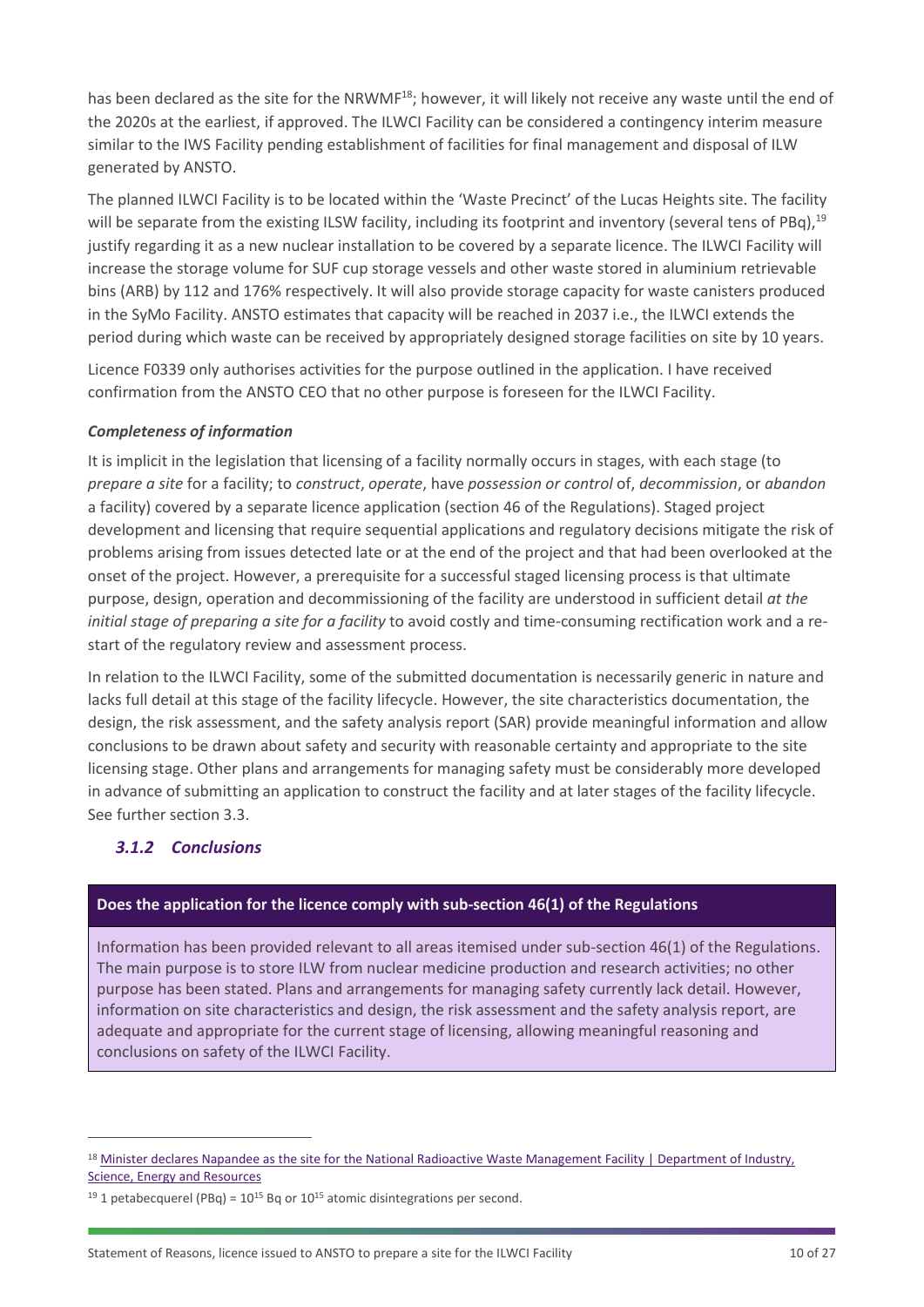has been declared as the site for the NRWMF[18]; however, it will likely not receive any waste until the end of the 2020s at the earliest, if approved. The ILWCI Facility can be considered a contingency interim measure similar to the IWS Facility pending establishment of facilities for final management and disposal of ILW generated by ANSTO.

The planned ILWCI Facility is to be located within the 'Waste Precinct' of the Lucas Heights site. The facility will be separate from the existing ILSW facility, including its footprint and inventory (several tens of PBq),[19] justify regarding it as a new nuclear installation to be covered by a separate licence. The ILWCI Facility will increase the storage volume for SUF cup storage vessels and other waste stored in aluminium retrievable bins (ARB) by 112 and 176% respectively. It will also provide storage capacity for waste canisters produced in the SyMo Facility. ANSTO estimates that capacity will be reached in 2037 i.e., the ILWCI extends the period during which waste can be received by appropriately designed storage facilities on site by 10 years.

Licence F0339 only authorises activities for the purpose outlined in the application. I have received confirmation from the ANSTO CEO that no other purpose is foreseen for the ILWCI Facility.

***Completeness of information***

It is implicit in the legislation that licensing of a facility normally occurs in stages, with each stage (to *prepare a site* for a facility; to *construct*, *operate*, have *possession or control* of, *decommission*, or *abandon* a facility) covered by a separate licence application (section 46 of the Regulations). Staged project development and licensing that require sequential applications and regulatory decisions mitigate the risk of problems arising from issues detected late or at the end of the project and that had been overlooked at the onset of the project. However, a prerequisite for a successful staged licensing process is that ultimate purpose, design, operation and decommissioning of the facility are understood in sufficient detail *at the initial stage of preparing a site for a facility* to avoid costly and time-consuming rectification work and a re-start of the regulatory review and assessment process.

In relation to the ILWCI Facility, some of the submitted documentation is necessarily generic in nature and lacks full detail at this stage of the facility lifecycle. However, the site characteristics documentation, the design, the risk assessment, and the safety analysis report (SAR) provide meaningful information and allow conclusions to be drawn about safety and security with reasonable certainty and appropriate to the site licensing stage. Other plans and arrangements for managing safety must be considerably more developed in advance of submitting an application to construct the facility and at later stages of the facility lifecycle. See further section 3.3.

### *3.1.2 Conclusions*

**Does the application for the licence comply with sub-section 46(1) of the Regulations**

Information has been provided relevant to all areas itemised under sub-section 46(1) of the Regulations. The main purpose is to store ILW from nuclear medicine production and research activities; no other purpose has been stated. Plans and arrangements for managing safety currently lack detail. However, information on site characteristics and design, the risk assessment and the safety analysis report, are adequate and appropriate for the current stage of licensing, allowing meaningful reasoning and conclusions on safety of the ILWCI Facility.

---

[18] Minister declares Napandee as the site for the National Radioactive Waste Management Facility | Department of Industry, Science, Energy and Resources

[19] 1 petabecquerel (PBq) = $10^{15}$ Bq or $10^{15}$ atomic disintegrations per second.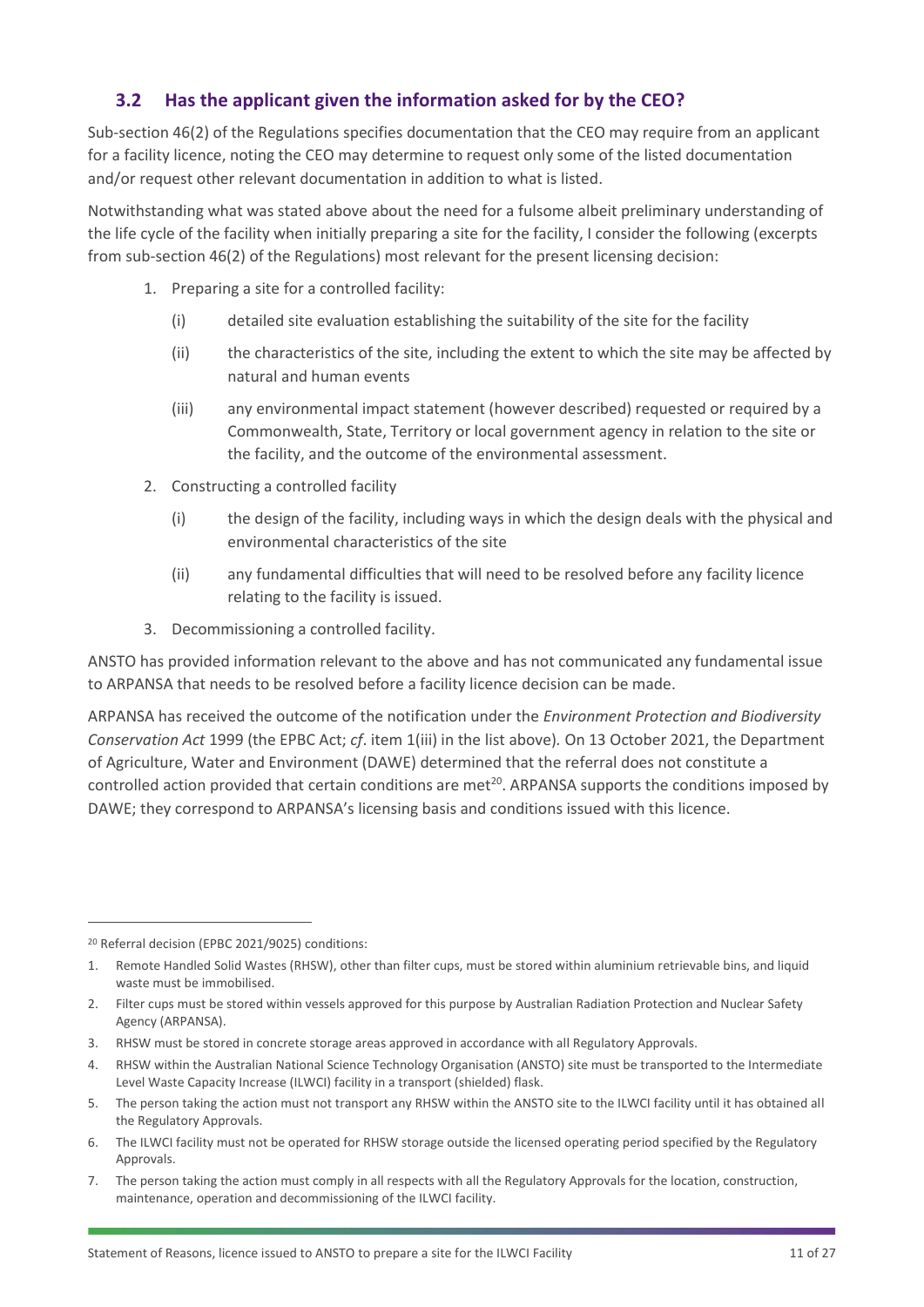## 3.2 Has the applicant given the information asked for by the CEO?

Sub-section 46(2) of the Regulations specifies documentation that the CEO may require from an applicant for a facility licence, noting the CEO may determine to request only some of the listed documentation and/or request other relevant documentation in addition to what is listed.

Notwithstanding what was stated above about the need for a fulsome albeit preliminary understanding of the life cycle of the facility when initially preparing a site for the facility, I consider the following (excerpts from sub-section 46(2) of the Regulations) most relevant for the present licensing decision:

1. Preparing a site for a controlled facility:
   - (i) detailed site evaluation establishing the suitability of the site for the facility
   - (ii) the characteristics of the site, including the extent to which the site may be affected by natural and human events
   - (iii) any environmental impact statement (however described) requested or required by a Commonwealth, State, Territory or local government agency in relation to the site or the facility, and the outcome of the environmental assessment.
2. Constructing a controlled facility
   - (i) the design of the facility, including ways in which the design deals with the physical and environmental characteristics of the site
   - (ii) any fundamental difficulties that will need to be resolved before any facility licence relating to the facility is issued.
3. Decommissioning a controlled facility.

ANSTO has provided information relevant to the above and has not communicated any fundamental issue to ARPANSA that needs to be resolved before a facility licence decision can be made.

ARPANSA has received the outcome of the notification under the *Environment Protection and Biodiversity Conservation Act* 1999 (the EPBC Act; *cf*. item 1(iii) in the list above). On 13 October 2021, the Department of Agriculture, Water and Environment (DAWE) determined that the referral does not constitute a controlled action provided that certain conditions are met[20]. ARPANSA supports the conditions imposed by DAWE; they correspond to ARPANSA's licensing basis and conditions issued with this licence.

---

[20] Referral decision (EPBC 2021/9025) conditions:

1. Remote Handled Solid Wastes (RHSW), other than filter cups, must be stored within aluminium retrievable bins, and liquid waste must be immobilised.
2. Filter cups must be stored within vessels approved for this purpose by Australian Radiation Protection and Nuclear Safety Agency (ARPANSA).
3. RHSW must be stored in concrete storage areas approved in accordance with all Regulatory Approvals.
4. RHSW within the Australian National Science Technology Organisation (ANSTO) site must be transported to the Intermediate Level Waste Capacity Increase (ILWCI) facility in a transport (shielded) flask.
5. The person taking the action must not transport any RHSW within the ANSTO site to the ILWCI facility until it has obtained all the Regulatory Approvals.
6. The ILWCI facility must not be operated for RHSW storage outside the licensed operating period specified by the Regulatory Approvals.
7. The person taking the action must comply in all respects with all the Regulatory Approvals for the location, construction, maintenance, operation and decommissioning of the ILWCI facility.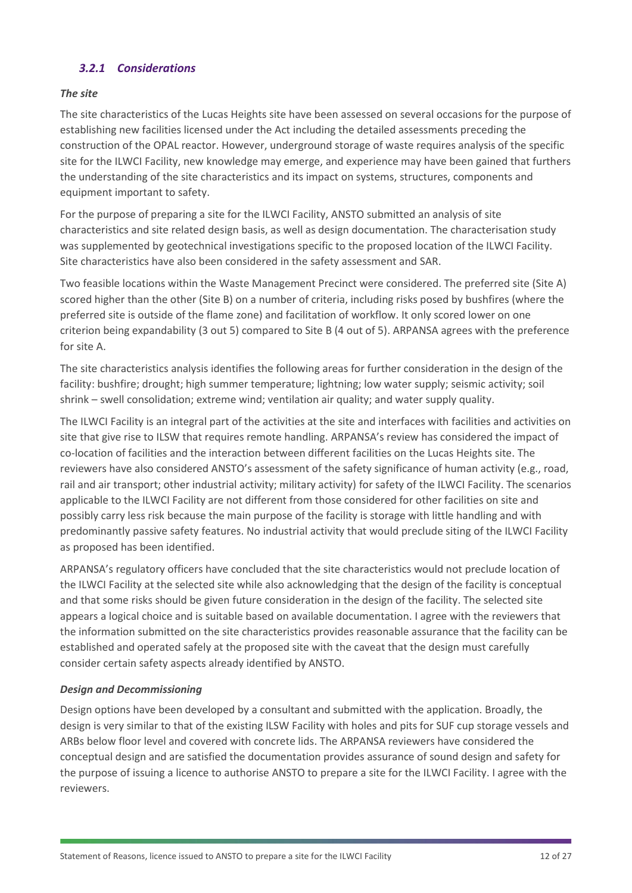### *3.2.1 Considerations*

***The site***

The site characteristics of the Lucas Heights site have been assessed on several occasions for the purpose of establishing new facilities licensed under the Act including the detailed assessments preceding the construction of the OPAL reactor. However, underground storage of waste requires analysis of the specific site for the ILWCI Facility, new knowledge may emerge, and experience may have been gained that furthers the understanding of the site characteristics and its impact on systems, structures, components and equipment important to safety.

For the purpose of preparing a site for the ILWCI Facility, ANSTO submitted an analysis of site characteristics and site related design basis, as well as design documentation. The characterisation study was supplemented by geotechnical investigations specific to the proposed location of the ILWCI Facility. Site characteristics have also been considered in the safety assessment and SAR.

Two feasible locations within the Waste Management Precinct were considered. The preferred site (Site A) scored higher than the other (Site B) on a number of criteria, including risks posed by bushfires (where the preferred site is outside of the flame zone) and facilitation of workflow. It only scored lower on one criterion being expandability (3 out 5) compared to Site B (4 out of 5). ARPANSA agrees with the preference for site A.

The site characteristics analysis identifies the following areas for further consideration in the design of the facility: bushfire; drought; high summer temperature; lightning; low water supply; seismic activity; soil shrink – swell consolidation; extreme wind; ventilation air quality; and water supply quality.

The ILWCI Facility is an integral part of the activities at the site and interfaces with facilities and activities on site that give rise to ILSW that requires remote handling. ARPANSA's review has considered the impact of co-location of facilities and the interaction between different facilities on the Lucas Heights site. The reviewers have also considered ANSTO's assessment of the safety significance of human activity (e.g., road, rail and air transport; other industrial activity; military activity) for safety of the ILWCI Facility. The scenarios applicable to the ILWCI Facility are not different from those considered for other facilities on site and possibly carry less risk because the main purpose of the facility is storage with little handling and with predominantly passive safety features. No industrial activity that would preclude siting of the ILWCI Facility as proposed has been identified.

ARPANSA's regulatory officers have concluded that the site characteristics would not preclude location of the ILWCI Facility at the selected site while also acknowledging that the design of the facility is conceptual and that some risks should be given future consideration in the design of the facility. The selected site appears a logical choice and is suitable based on available documentation. I agree with the reviewers that the information submitted on the site characteristics provides reasonable assurance that the facility can be established and operated safely at the proposed site with the caveat that the design must carefully consider certain safety aspects already identified ANSTO.

***Design and Decommissioning***

Design options have been developed by a consultant and submitted with the application. Broadly, the design is very similar to that of the existing ILSW Facility with holes and pits for SUF cup storage vessels and ARBs below floor level and covered with concrete lids. The ARPANSA reviewers have considered the conceptual design and are satisfied the documentation provides assurance of sound design and safety for the purpose of issuing a licence to authorise ANSTO to prepare a site for the ILWCI Facility. I agree with the reviewers.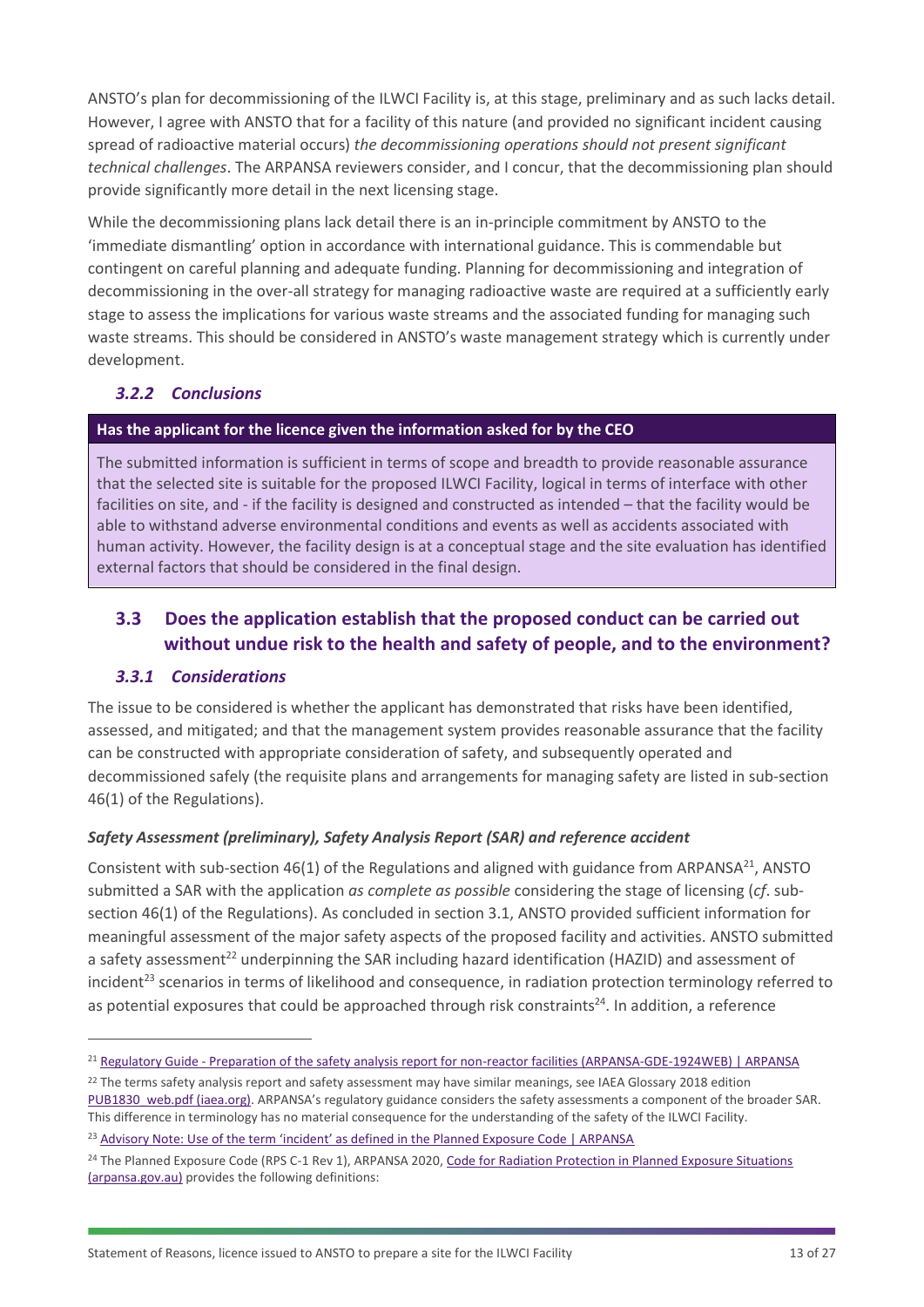ANSTO's plan for decommissioning of the ILWCI Facility is, at this stage, preliminary and as such lacks detail. However, I agree with ANSTO that for a facility of this nature (and provided no significant incident causing spread of radioactive material occurs) *the decommissioning operations should not present significant technical challenges*. The ARPANSA reviewers consider, and I concur, that the decommissioning plan should provide significantly more detail in the next licensing stage.

While the decommissioning plans lack detail there is an in-principle commitment by ANSTO to the 'immediate dismantling' option in accordance with international guidance. This is commendable but contingent on careful planning and adequate funding. Planning for decommissioning and integration of decommissioning in the over-all strategy for managing radioactive waste are required at a sufficiently early stage to assess the implications for various waste streams and the associated funding for managing such waste streams. This should be considered in ANSTO's waste management strategy which is currently under development.

### *3.2.2 Conclusions*

| **Has the applicant for the licence given the information asked for by the CEO** |
| --- |
| The submitted information is sufficient in terms of scope and breadth to provide reasonable assurance that the selected site is suitable for the proposed ILWCI Facility, logical in terms of interface with other facilities on site, and - if the facility is designed and constructed as intended – that the facility would be able to withstand adverse environmental conditions and events as well as accidents associated with human activity. However, the facility design is at a conceptual stage and the site evaluation has identified external factors that should be considered in the final design. |

## 3.3 Does the application establish that the proposed conduct can be carried out without undue risk to the health and safety of people, and to the environment?

### *3.3.1 Considerations*

The issue to be considered is whether the applicant has demonstrated that risks have been identified, assessed, and mitigated; and that the management system provides reasonable assurance that the facility can be constructed with appropriate consideration of safety, and subsequently operated and decommissioned safely (the requisite plans and arrangements for managing safety are listed in sub-section 46(1) of the Regulations).

#### *Safety Assessment (preliminary), Safety Analysis Report (SAR) and reference accident*

Consistent with sub-section 46(1) of the Regulations and aligned with guidance from ARPANSA[21], ANSTO submitted a SAR with the application *as complete as possible* considering the stage of licensing (*cf*. sub-section 46(1) of the Regulations). As concluded in section 3.1, ANSTO provided sufficient information for meaningful assessment of the major safety aspects of the proposed facility and activities. ANSTO submitted a safety assessment[22] underpinning the SAR including hazard identification (HAZID) and assessment of incident[23] scenarios in terms of likelihood and consequence, in radiation protection terminology referred to as potential exposures that could be approached through risk constraints[24]. In addition, a reference

---

[21] Regulatory Guide - Preparation of the safety analysis report for non-reactor facilities (ARPANSA-GDE-1924WEB) | ARPANSA

[22] The terms safety analysis report and safety assessment may have similar meanings, see IAEA Glossary 2018 edition PUB1830_web.pdf (iaea.org). ARPANSA's regulatory guidance considers the safety assessments a component of the broader SAR. This difference in terminology has no material consequence for the understanding of the safety of the ILWCI Facility.

[23] Advisory Note: Use of the term 'incident' as defined in the Planned Exposure Code | ARPANSA

[24] The Planned Exposure Code (RPS C-1 Rev 1), ARPANSA 2020, Code for Radiation Protection in Planned Exposure Situations (arpansa.gov.au) provides the following definitions: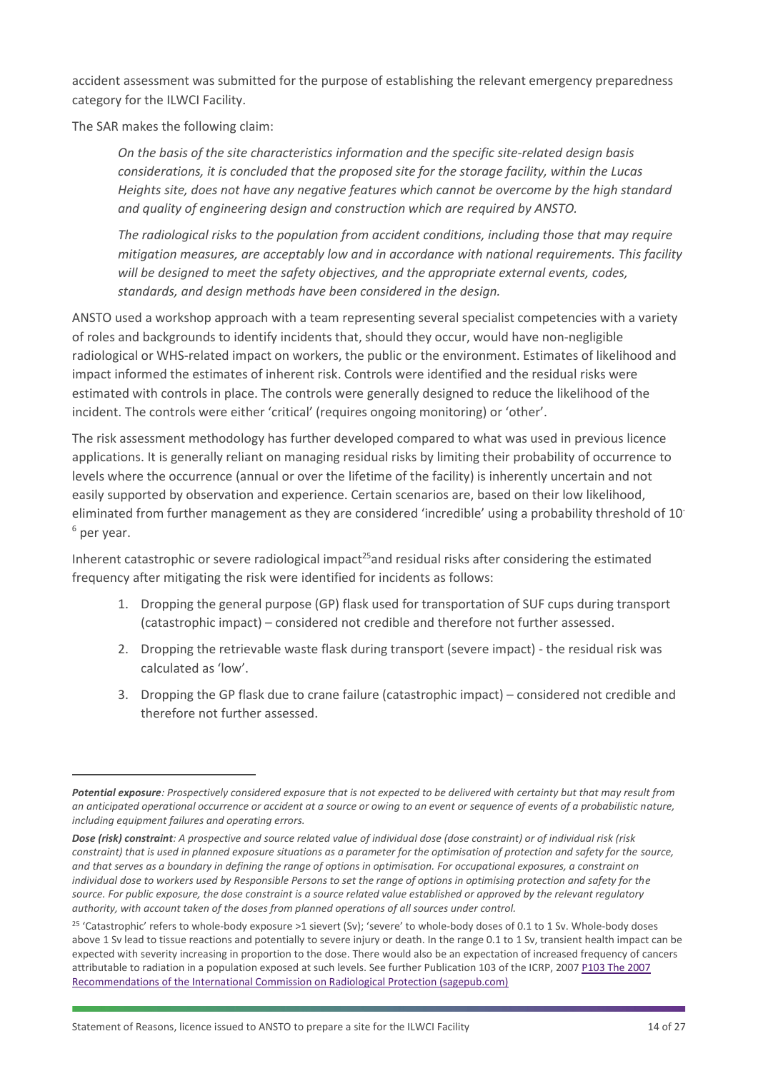accident assessment was submitted for the purpose of establishing the relevant emergency preparedness category for the ILWCI Facility.

The SAR makes the following claim:

> *On the basis of the site characteristics information and the specific site-related design basis considerations, it is concluded that the proposed site for the storage facility, within the Lucas Heights site, does not have any negative features which cannot be overcome by the high standard and quality of engineering design and construction which are required by ANSTO.*
>
> *The radiological risks to the population from accident conditions, including those that may require mitigation measures, are acceptably low and in accordance with national requirements. This facility will be designed to meet the safety objectives, and the appropriate external events, codes, standards, and design methods have been considered in the design.*

ANSTO used a workshop approach with a team representing several specialist competencies with a variety of roles and backgrounds to identify incidents that, should they occur, would have non-negligible radiological or WHS-related impact on workers, the public or the environment. Estimates of likelihood and impact informed the estimates of inherent risk. Controls were identified and the residual risks were estimated with controls in place. The controls were generally designed to reduce the likelihood of the incident. The controls were either 'critical' (requires ongoing monitoring) or 'other'.

The risk assessment methodology has further developed compared to what was used in previous licence applications. It is generally reliant on managing residual risks by limiting their probability of occurrence to levels where the occurrence (annual or over the lifetime of the facility) is inherently uncertain and not easily supported by observation and experience. Certain scenarios are, based on their low likelihood, eliminated from further management as they are considered 'incredible' using a probability threshold of $10^{-6}$ per year.

Inherent catastrophic or severe radiological impact[25] and residual risks after considering the estimated frequency after mitigating the risk were identified for incidents as follows:

1. Dropping the general purpose (GP) flask used for transportation of SUF cups during transport (catastrophic impact) – considered not credible and therefore not further assessed.
2. Dropping the retrievable waste flask during transport (severe impact) - the residual risk was calculated as 'low'.
3. Dropping the GP flask due to crane failure (catastrophic impact) – considered not credible and therefore not further assessed.

---

***Potential exposure**: Prospectively considered exposure that is not expected to be delivered with certainty but that may result from an anticipated operational occurrence or accident at a source or owing to an event or sequence of events of a probabilistic nature, including equipment failures and operating errors.*

***Dose (risk) constraint**: A prospective and source related value of individual dose (dose constraint) or of individual risk (risk constraint) that is used in planned exposure situations as a parameter for the optimisation of protection and safety for the source, and that serves as a boundary in defining the range of options in optimisation. For occupational exposures, a constraint on individual dose to workers used by Responsible Persons to set the range of options in optimising protection and safety for the source. For public exposure, the dose constraint is a source related value established or approved by the relevant regulatory authority, with account taken of the doses from planned operations of all sources under control.*

[25] 'Catastrophic' refers to whole-body exposure >1 sievert (Sv); 'severe' to whole-body doses of 0.1 to 1 Sv. Whole-body doses above 1 Sv lead to tissue reactions and potentially to severe injury or death. In the range 0.1 to 1 Sv, transient health impact can be expected with severity increasing in proportion to the dose. There would also be an expectation of increased frequency of cancers attributable to radiation in a population exposed at such levels. See further Publication 103 of the ICRP, 2007 P103 The 2007 Recommendations of the International Commission on Radiological Protection (sagepub.com)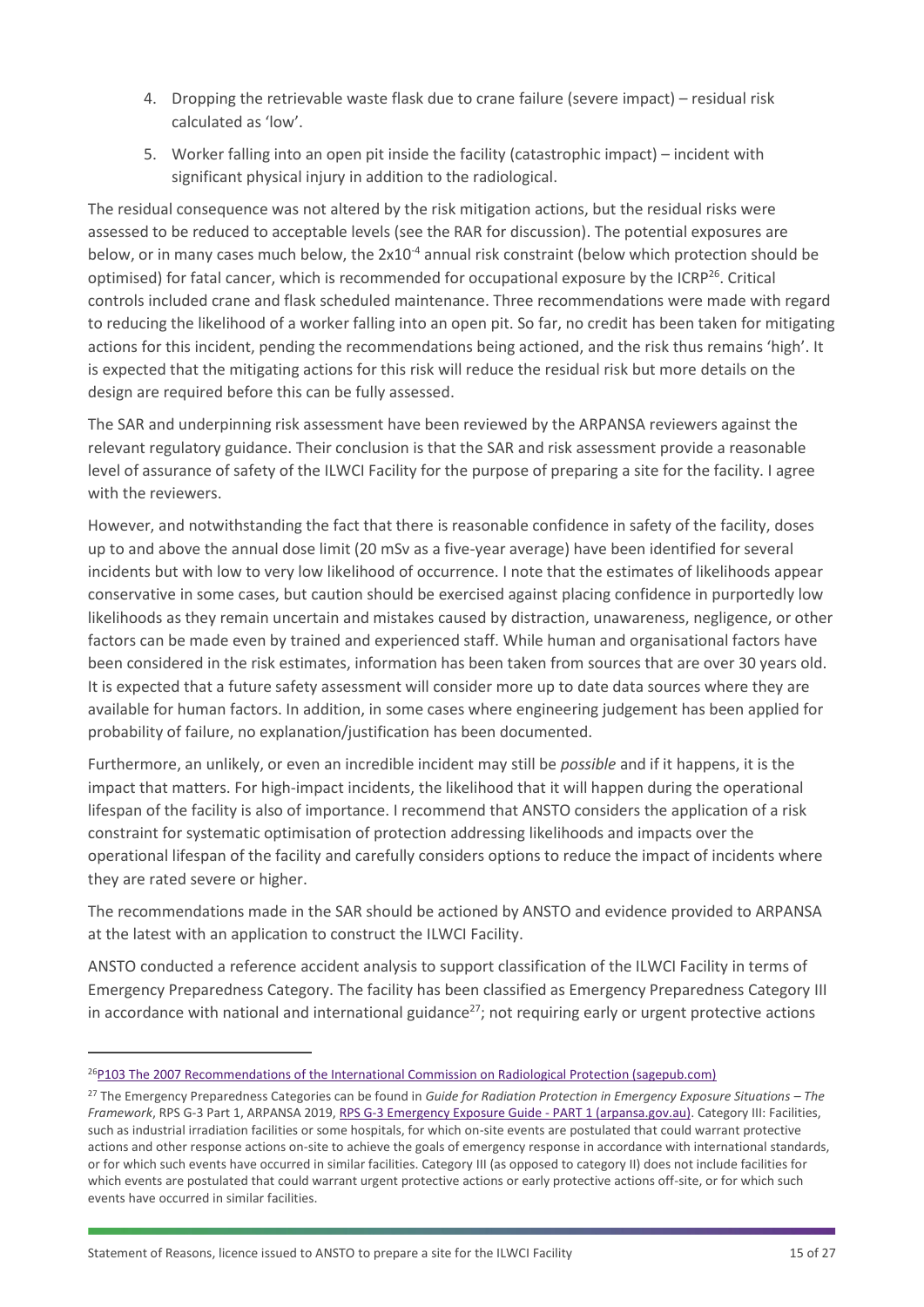4. Dropping the retrievable waste flask due to crane failure (severe impact) – residual risk calculated as 'low'.
5. Worker falling into an open pit inside the facility (catastrophic impact) – incident with significant physical injury in addition to the radiological.

The residual consequence was not altered by the risk mitigation actions, but the residual risks were assessed to be reduced to acceptable levels (see the RAR for discussion). The potential exposures are below, or in many cases much below, the $2 \times 10^{-4}$ annual risk constraint (below which protection should be optimised) for fatal cancer, which is recommended for occupational exposure by the ICRP[26]. Critical controls included crane and flask scheduled maintenance. Three recommendations were made with regard to reducing the likelihood of a worker falling into an open pit. So far, no credit has been taken for mitigating actions for this incident, pending the recommendations being actioned, and the risk thus remains 'high'. It is expected that the mitigating actions for this risk will reduce the residual risk but more details on the design are required before this can be fully assessed.

The SAR and underpinning risk assessment have been reviewed by the ARPANSA reviewers against the relevant regulatory guidance. Their conclusion is that the SAR and risk assessment provide a reasonable level of assurance of safety of the ILWCI Facility for the purpose of preparing a site for the facility. I agree with the reviewers.

However, and notwithstanding the fact that there is reasonable confidence in safety of the facility, doses up to and above the annual dose limit (20 mSv as a five-year average) have been identified for several incidents but with low to very low likelihood of occurrence. I note that the estimates of likelihoods appear conservative in some cases, but caution should be exercised against placing confidence in purportedly low likelihoods as they remain uncertain and mistakes caused by distraction, unawareness, negligence, or other factors can be made even by trained and experienced staff. While human and organisational factors have been considered in the risk estimates, information has been taken from sources that are over 30 years old. It is expected that a future safety assessment will consider more up to date data sources where they are available for human factors. In addition, in some cases where engineering judgement has been applied for probability of failure, no explanation/justification has been documented.

Furthermore, an unlikely, or even an incredible incident may still be *possible* and if it happens, it is the impact that matters. For high-impact incidents, the likelihood that it will happen during the operational lifespan of the facility is also of importance. I recommend that ANSTO considers the application of a risk constraint for systematic optimisation of protection addressing likelihoods and impacts over the operational lifespan of the facility and carefully considers options to reduce the impact of incidents where they are rated severe or higher.

The recommendations made in the SAR should be actioned by ANSTO and evidence provided to ARPANSA at the latest with an application to construct the ILWCI Facility.

ANSTO conducted a reference accident analysis to support classification of the ILWCI Facility in terms of Emergency Preparedness Category. The facility has been classified as Emergency Preparedness Category III in accordance with national and international guidance[27]; not requiring early or urgent protective actions

---

[26] P103 The 2007 Recommendations of the International Commission on Radiological Protection (sagepub.com)

[27] The Emergency Preparedness Categories can be found in *Guide for Radiation Protection in Emergency Exposure Situations – The Framework*, RPS G-3 Part 1, ARPANSA 2019, RPS G-3 Emergency Exposure Guide - PART 1 (arpansa.gov.au). Category III: Facilities, such as industrial irradiation facilities or some hospitals, for which on-site events are postulated that could warrant protective actions and other response actions on-site to achieve the goals of emergency response in accordance with international standards, or for which such events have occurred in similar facilities. Category III (as opposed to category II) does not include facilities for which events are postulated that could warrant urgent protective actions or early protective actions off-site, or for which such events have occurred in similar facilities.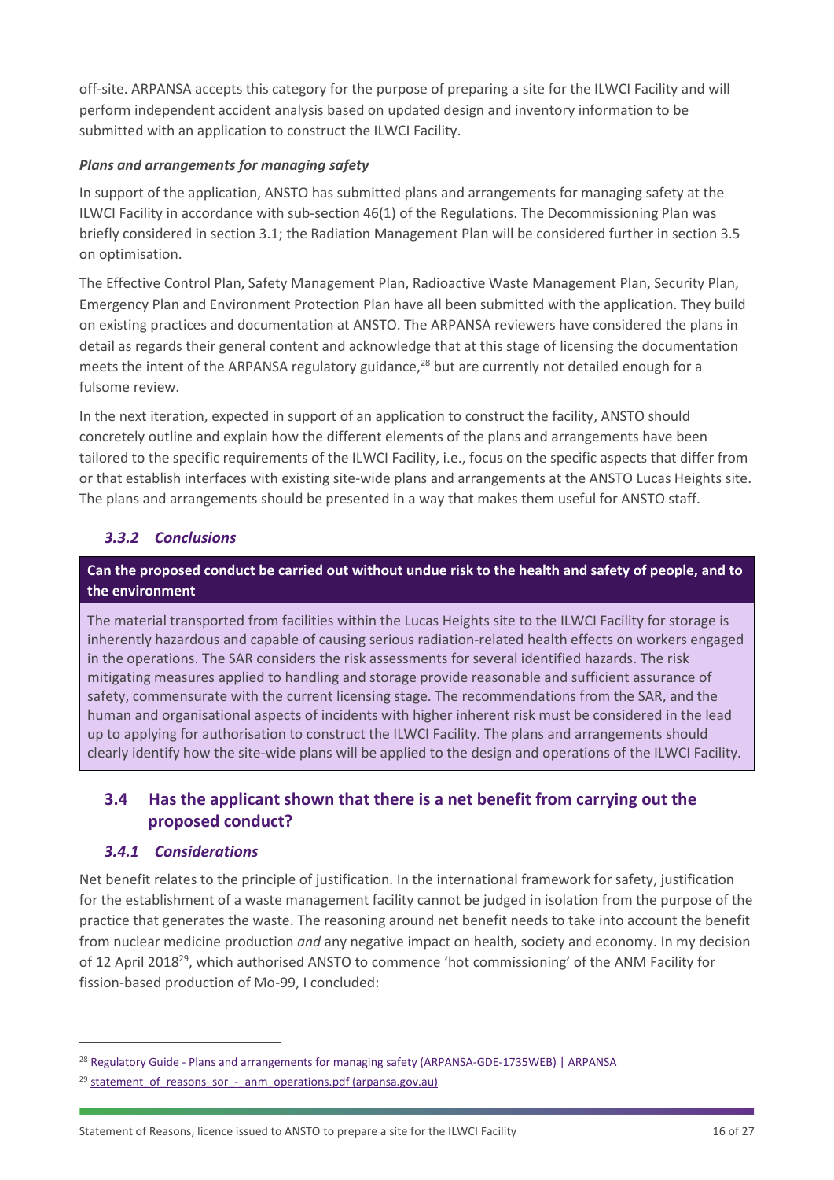off-site. ARPANSA accepts this category for the purpose of preparing a site for the ILWCI Facility and will perform independent accident analysis based on updated design and inventory information to be submitted with an application to construct the ILWCI Facility.

***Plans and arrangements for managing safety***

In support of the application, ANSTO has submitted plans and arrangements for managing safety at the ILWCI Facility in accordance with sub-section 46(1) of the Regulations. The Decommissioning Plan was briefly considered in section 3.1; the Radiation Management Plan will be considered further in section 3.5 on optimisation.

The Effective Control Plan, Safety Management Plan, Radioactive Waste Management Plan, Security Plan, Emergency Plan and Environment Protection Plan have all been submitted with the application. They build on existing practices and documentation at ANSTO. The ARPANSA reviewers have considered the plans in detail as regards their general content and acknowledge that at this stage of licensing the documentation meets the intent of the ARPANSA regulatory guidance,[28] but are currently not detailed enough for a fulsome review.

In the next iteration, expected in support of an application to construct the facility, ANSTO should concretely outline and explain how the different elements of the plans and arrangements have been tailored to the specific requirements of the ILWCI Facility, i.e., focus on the specific aspects that differ from or that establish interfaces with existing site-wide plans and arrangements at the ANSTO Lucas Heights site. The plans and arrangements should be presented in a way that makes them useful for ANSTO staff.

### *3.3.2 Conclusions*

**Can the proposed conduct be carried out without undue risk to the health and safety of people, and to the environment**

The material transported from facilities within the Lucas Heights site to the ILWCI Facility for storage is inherently hazardous and capable of causing serious radiation-related health effects on workers engaged in the operations. The SAR considers the risk assessments for several identified hazards. The risk mitigating measures applied to handling and storage provide reasonable and sufficient assurance of safety, commensurate with the current licensing stage. The recommendations from the SAR, and the human and organisational aspects of incidents with higher inherent risk must be considered in the lead up to applying for authorisation to construct the ILWCI Facility. The plans and arrangements should clearly identify how the site-wide plans will be applied to the design and operations of the ILWCI Facility.

## 3.4 Has the applicant shown that there is a net benefit from carrying out the proposed conduct?

### *3.4.1 Considerations*

Net benefit relates to the principle of justification. In the international framework for safety, justification for the establishment of a waste management facility cannot be judged in isolation from the purpose of the practice that generates the waste. The reasoning around net benefit needs to take into account the benefit from nuclear medicine production *and* any negative impact on health, society and economy. In my decision of 12 April 2018[29], which authorised ANSTO to commence 'hot commissioning' of the ANM Facility for fission-based production of Mo-99, I concluded:

---

[28] Regulatory Guide - Plans and arrangements for managing safety (ARPANSA-GDE-1735WEB) | ARPANSA

[29] statement_of_reasons_sor_-_anm_operations.pdf (arpansa.gov.au)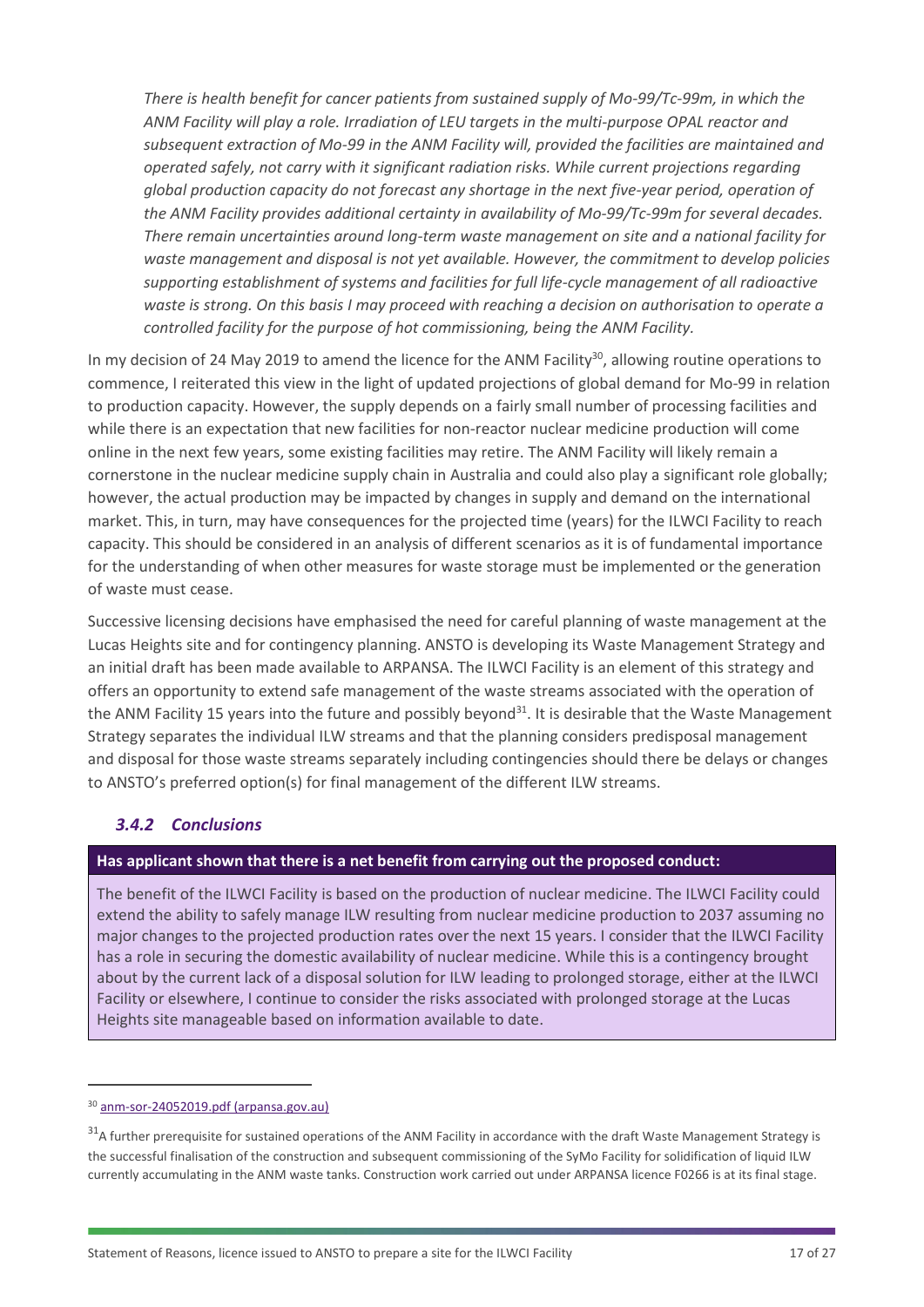*There is health benefit for cancer patients from sustained supply of Mo-99/Tc-99m, in which the ANM Facility will play a role. Irradiation of LEU targets in the multi-purpose OPAL reactor and subsequent extraction of Mo-99 in the ANM Facility will, provided the facilities are maintained and operated safely, not carry with it significant radiation risks. While current projections regarding global production capacity do not forecast any shortage in the next five-year period, operation of the ANM Facility provides additional certainty in availability of Mo-99/Tc-99m for several decades. There remain uncertainties around long-term waste management on site and a national facility for waste management and disposal is not yet available. However, the commitment to develop policies supporting establishment of systems and facilities for full life-cycle management of all radioactive waste is strong. On this basis I may proceed with reaching a decision on authorisation to operate a controlled facility for the purpose of hot commissioning, being the ANM Facility.*

In my decision of 24 May 2019 to amend the licence for the ANM Facility[30], allowing routine operations to commence, I reiterated this view in the light of updated projections of global demand for Mo-99 in relation to production capacity. However, the supply depends on a fairly small number of processing facilities and while there is an expectation that new facilities for non-reactor nuclear medicine production will come online in the next few years, some existing facilities may retire. The ANM Facility will likely remain a cornerstone in the nuclear medicine supply chain in Australia and could also play a significant role globally; however, the actual production may be impacted by changes in supply and demand on the international market. This, in turn, may have consequences for the projected time (years) for the ILWCI Facility to reach capacity. This should be considered in an analysis of different scenarios as it is of fundamental importance for the understanding of when other measures for waste storage must be implemented or the generation of waste must cease.

Successive licensing decisions have emphasised the need for careful planning of waste management at the Lucas Heights site and for contingency planning. ANSTO is developing its Waste Management Strategy and an initial draft has been made available to ARPANSA. The ILWCI Facility is an element of this strategy and offers an opportunity to extend safe management of the waste streams associated with the operation of the ANM Facility 15 years into the future and possibly beyond[31]. It is desirable that the Waste Management Strategy separates the individual ILW streams and that the planning considers predisposal management and disposal for those waste streams separately including contingencies should there be delays or changes to ANSTO's preferred option(s) for final management of the different ILW streams.

### *3.4.2 Conclusions*

**Has applicant shown that there is a net benefit from carrying out the proposed conduct:**

The benefit of the ILWCI Facility is based on the production of nuclear medicine. The ILWCI Facility could extend the ability to safely manage ILW resulting from nuclear medicine production to 2037 assuming no major changes to the projected production rates over the next 15 years. I consider that the ILWCI Facility has a role in securing the domestic availability of nuclear medicine. While this is a contingency brought about by the current lack of a disposal solution for ILW leading to prolonged storage, either at the ILWCI Facility or elsewhere, I continue to consider the risks associated with prolonged storage at the Lucas Heights site manageable based on information available to date.

---

[30] anm-sor-24052019.pdf (arpansa.gov.au)

[31] A further prerequisite for sustained operations of the ANM Facility in accordance with the draft Waste Management Strategy is the successful finalisation of the construction and subsequent commissioning of the SyMo Facility for solidification of liquid ILW currently accumulating in the ANM waste tanks. Construction work carried out under ARPANSA licence F0266 is at its final stage.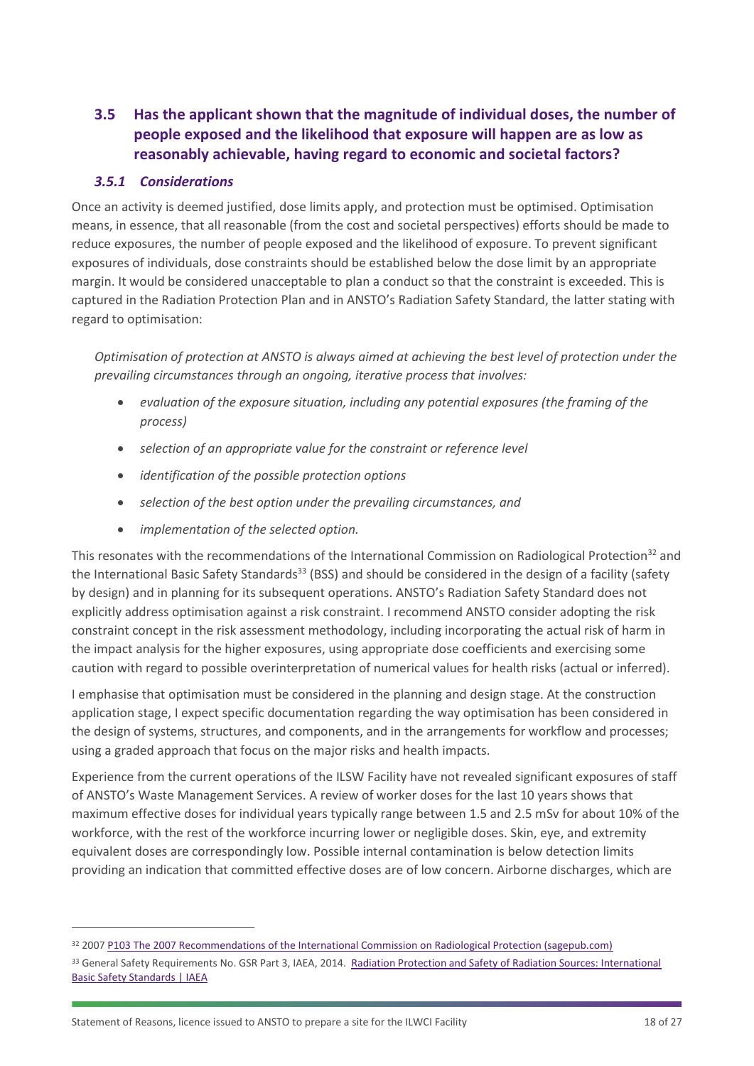## 3.5 Has the applicant shown that the magnitude of individual doses, the number of people exposed and the likelihood that exposure will happen are as low as reasonably achievable, having regard to economic and societal factors?

### *3.5.1 Considerations*

Once an activity is deemed justified, dose limits apply, and protection must be optimised. Optimisation means, in essence, that all reasonable (from the cost and societal perspectives) efforts should be made to reduce exposures, the number of people exposed and the likelihood of exposure. To prevent significant exposures of individuals, dose constraints should be established below the dose limit by an appropriate margin. It would be considered unacceptable to plan a conduct so that the constraint is exceeded. This is captured in the Radiation Protection Plan and in ANSTO's Radiation Safety Standard, the latter stating with regard to optimisation:

*Optimisation of protection at ANSTO is always aimed at achieving the best level of protection under the prevailing circumstances through an ongoing, iterative process that involves:*

- *evaluation of the exposure situation, including any potential exposures (the framing of the process)*
- *selection of an appropriate value for the constraint or reference level*
- *identification of the possible protection options*
- *selection of the best option under the prevailing circumstances, and*
- *implementation of the selected option.*

This resonates with the recommendations of the International Commission on Radiological Protection[32] and the International Basic Safety Standards[33] (BSS) and should be considered in the design of a facility (safety by design) and in planning for its subsequent operations. ANSTO's Radiation Safety Standard does not explicitly address optimisation against a risk constraint. I recommend ANSTO consider adopting the risk constraint concept in the risk assessment methodology, including incorporating the actual risk of harm in the impact analysis for the higher exposures, using appropriate dose coefficients and exercising some caution with regard to possible overinterpretation of numerical values for health risks (actual or inferred).

I emphasise that optimisation must be considered in the planning and design stage. At the construction application stage, I expect specific documentation regarding the way optimisation has been considered in the design of systems, structures, and components, and in the arrangements for workflow and processes; using a graded approach that focus on the major risks and health impacts.

Experience from the current operations of the ILSW Facility have not revealed significant exposures of staff of ANSTO's Waste Management Services. A review of worker doses for the last 10 years shows that maximum effective doses for individual years typically range between 1.5 and 2.5 mSv for about 10% of the workforce, with the rest of the workforce incurring lower or negligible doses. Skin, eye, and extremity equivalent doses are correspondingly low. Possible internal contamination is below detection limits providing an indication that committed effective doses are of low concern. Airborne discharges, which are

---

[32] 2007 P103 The 2007 Recommendations of the International Commission on Radiological Protection (sagepub.com)

[33] General Safety Requirements No. GSR Part 3, IAEA, 2014. Radiation Protection and Safety of Radiation Sources: International Basic Safety Standards | IAEA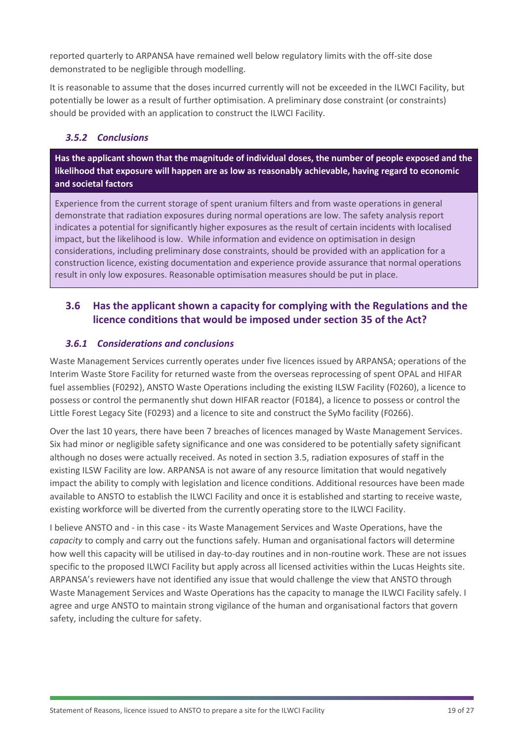reported quarterly to ARPANSA have remained well below regulatory limits with the off-site dose demonstrated to be negligible through modelling.

It is reasonable to assume that the doses incurred currently will not be exceeded in the ILWCI Facility, but potentially be lower as a result of further optimisation. A preliminary dose constraint (or constraints) should be provided with an application to construct the ILWCI Facility.

### *3.5.2 Conclusions*

**Has the applicant shown that the magnitude of individual doses, the number of people exposed and the likelihood that exposure will happen are as low as reasonably achievable, having regard to economic and societal factors**

Experience from the current storage of spent uranium filters and from waste operations in general demonstrate that radiation exposures during normal operations are low. The safety analysis report indicates a potential for significantly higher exposures as the result of certain incidents with localised impact, but the likelihood is low. While information and evidence on optimisation in design considerations, including preliminary dose constraints, should be provided with an application for a construction licence, existing documentation and experience provide assurance that normal operations result in only low exposures. Reasonable optimisation measures should be put in place.

## 3.6 Has the applicant shown a capacity for complying with the Regulations and the licence conditions that would be imposed under section 35 of the Act?

### *3.6.1 Considerations and conclusions*

Waste Management Services currently operates under five licences issued by ARPANSA; operations of the Interim Waste Store Facility for returned waste from the overseas reprocessing of spent OPAL and HIFAR fuel assemblies (F0292), ANSTO Waste Operations including the existing ILSW Facility (F0260), a licence to possess or control the permanently shut down HIFAR reactor (F0184), a licence to possess or control the Little Forest Legacy Site (F0293) and a licence to site and construct the SyMo facility (F0266).

Over the last 10 years, there have been 7 breaches of licences managed by Waste Management Services. Six had minor or negligible safety significance and one was considered to be potentially safety significant although no doses were actually received. As noted in section 3.5, radiation exposures of staff in the existing ILSW Facility are low. ARPANSA is not aware of any resource limitation that would negatively impact the ability to comply with legislation and licence conditions. Additional resources have been made available to ANSTO to establish the ILWCI Facility and once it is established and starting to receive waste, existing workforce will be diverted from the currently operating store to the ILWCI Facility.

I believe ANSTO and - in this case - its Waste Management Services and Waste Operations, have the *capacity* to comply and carry out the functions safely. Human and organisational factors will determine how well this capacity will be utilised in day-to-day routines and in non-routine work. These are not issues specific to the proposed ILWCI Facility but apply across all licensed activities within the Lucas Heights site. ARPANSA's reviewers have not identified any issue that would challenge the view that ANSTO through Waste Management Services and Waste Operations has the capacity to manage the ILWCI Facility safely. I agree and urge ANSTO to maintain strong vigilance of the human and organisational factors that govern safety, including the culture for safety.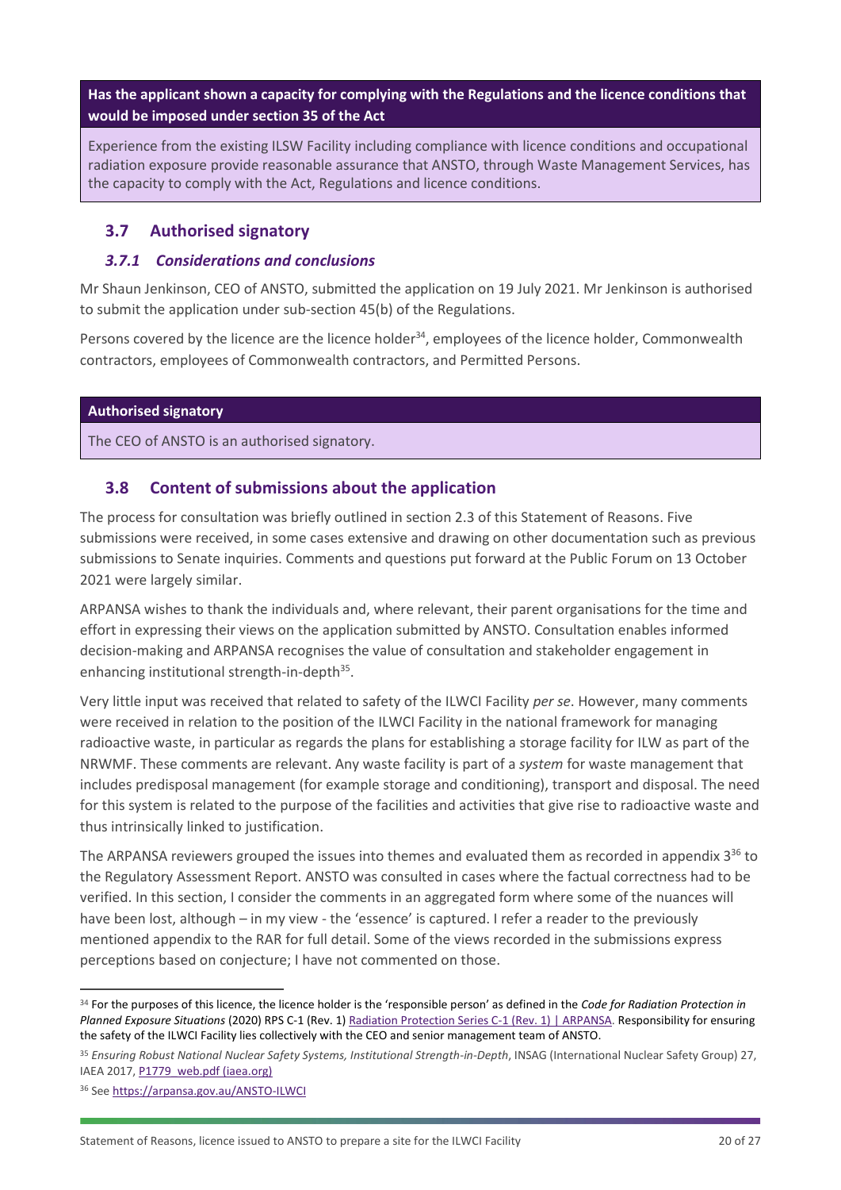**Has the applicant shown a capacity for complying with the Regulations and the licence conditions that would be imposed under section 35 of the Act**

Experience from the existing ILSW Facility including compliance with licence conditions and occupational radiation exposure provide reasonable assurance that ANSTO, through Waste Management Services, has the capacity to comply with the Act, Regulations and licence conditions.

## 3.7 Authorised signatory

### *3.7.1 Considerations and conclusions*

Mr Shaun Jenkinson, CEO of ANSTO, submitted the application on 19 July 2021. Mr Jenkinson is authorised to submit the application under sub-section 45(b) of the Regulations.

Persons covered by the licence are the licence holder[34], employees of the licence holder, Commonwealth contractors, employees of Commonwealth contractors, and Permitted Persons.

**Authorised signatory**

The CEO of ANSTO is an authorised signatory.

## 3.8 Content of submissions about the application

The process for consultation was briefly outlined in section 2.3 of this Statement of Reasons. Five submissions were received, in some cases extensive and drawing on other documentation such as previous submissions to Senate inquiries. Comments and questions put forward at the Public Forum on 13 October 2021 were largely similar.

ARPANSA wishes to thank the individuals and, where relevant, their parent organisations for the time and effort in expressing their views on the application submitted by ANSTO. Consultation enables informed decision-making and ARPANSA recognises the value of consultation and stakeholder engagement in enhancing institutional strength-in-depth[35].

Very little input was received that related to safety of the ILWCI Facility *per se*. However, many comments were received in relation to the position of the ILWCI Facility in the national framework for managing radioactive waste, in particular as regards the plans for establishing a storage facility for ILW as part of the NRWMF. These comments are relevant. Any waste facility is part of a *system* for waste management that includes predisposal management (for example storage and conditioning), transport and disposal. The need for this system is related to the purpose of the facilities and activities that give rise to radioactive waste and thus intrinsically linked to justification.

The ARPANSA reviewers grouped the issues into themes and evaluated them as recorded in appendix 3[36] to the Regulatory Assessment Report. ANSTO was consulted in cases where the factual correctness had to be verified. In this section, I consider the comments in an aggregated form where some of the nuances will have been lost, although – in my view - the 'essence' is captured. I refer a reader to the previously mentioned appendix to the RAR for full detail. Some of the views recorded in the submissions express perceptions based on conjecture; I have not commented on those.

---

[34] For the purposes of this licence, the licence holder is the 'responsible person' as defined in the *Code for Radiation Protection in Planned Exposure Situations* (2020) RPS C-1 (Rev. 1) [Radiation Protection Series C-1 (Rev. 1) | ARPANSA](). Responsibility for ensuring the safety of the ILWCI Facility lies collectively with the CEO and senior management team of ANSTO.

[35] *Ensuring Robust National Nuclear Safety Systems, Institutional Strength-in-Depth*, INSAG (International Nuclear Safety Group) 27, IAEA 2017, [P1779_web.pdf (iaea.org)]()

[36] See https://arpansa.gov.au/ANSTO-ILWCI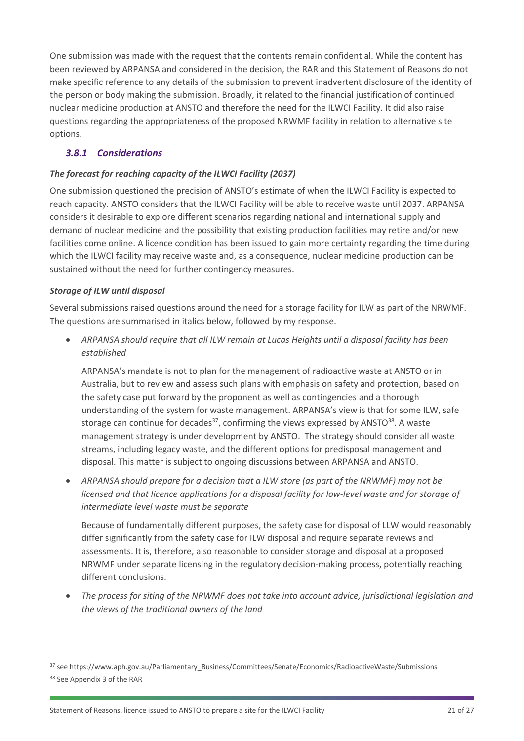One submission was made with the request that the contents remain confidential. While the content has been reviewed by ARPANSA and considered in the decision, the RAR and this Statement of Reasons do not make specific reference to any details of the submission to prevent inadvertent disclosure of the identity of the person or body making the submission. Broadly, it related to the financial justification of continued nuclear medicine production at ANSTO and therefore the need for the ILWCI Facility. It did also raise questions regarding the appropriateness of the proposed NRWMF facility in relation to alternative site options.

### *3.8.1 Considerations*

***The forecast for reaching capacity of the ILWCI Facility (2037)***

One submission questioned the precision of ANSTO's estimate of when the ILWCI Facility is expected to reach capacity. ANSTO considers that the ILWCI Facility will be able to receive waste until 2037. ARPANSA considers it desirable to explore different scenarios regarding national and international supply and demand of nuclear medicine and the possibility that existing production facilities may retire and/or new facilities come online. A licence condition has been issued to gain more certainty regarding the time during which the ILWCI facility may receive waste and, as a consequence, nuclear medicine production can be sustained without the need for further contingency measures.

***Storage of ILW until disposal***

Several submissions raised questions around the need for a storage facility for ILW as part of the NRWMF. The questions are summarised in italics below, followed by my response.

- *ARPANSA should require that all ILW remain at Lucas Heights until a disposal facility has been established*

  ARPANSA's mandate is not to plan for the management of radioactive waste at ANSTO or in Australia, but to review and assess such plans with emphasis on safety and protection, based on the safety case put forward by the proponent as well as contingencies and a thorough understanding of the system for waste management. ARPANSA's view is that for some ILW, safe storage can continue for decades[37], confirming the views expressed by ANSTO[38]. A waste management strategy is under development by ANSTO. The strategy should consider all waste streams, including legacy waste, and the different options for predisposal management and disposal. This matter is subject to ongoing discussions between ARPANSA and ANSTO.

- *ARPANSA should prepare for a decision that a ILW store (as part of the NRWMF) may not be licensed and that licence applications for a disposal facility for low-level waste and for storage of intermediate level waste must be separate*

  Because of fundamentally different purposes, the safety case for disposal of LLW would reasonably differ significantly from the safety case for ILW disposal and require separate reviews and assessments. It is, therefore, also reasonable to consider storage and disposal at a proposed NRWMF under separate licensing in the regulatory decision-making process, potentially reaching different conclusions.

- *The process for siting of the NRWMF does not take into account advice, jurisdictional legislation and the views of the traditional owners of the land*

---

[37] see https://www.aph.gov.au/Parliamentary_Business/Committees/Senate/Economics/RadioactiveWaste/Submissions

[38] See Appendix 3 of the RAR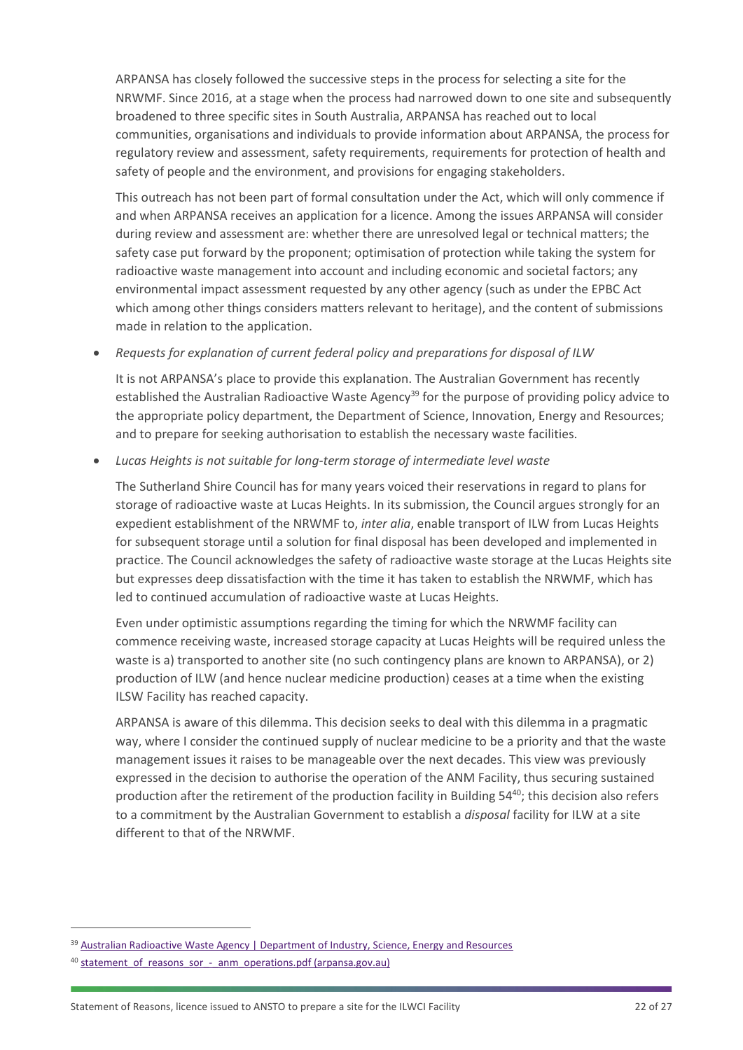ARPANSA has closely followed the successive steps in the process for selecting a site for the NRWMF. Since 2016, at a stage when the process had narrowed down to one site and subsequently broadened to three specific sites in South Australia, ARPANSA has reached out to local communities, organisations and individuals to provide information about ARPANSA, the process for regulatory review and assessment, safety requirements, requirements for protection of health and safety of people and the environment, and provisions for engaging stakeholders.

This outreach has not been part of formal consultation under the Act, which will only commence if and when ARPANSA receives an application for a licence. Among the issues ARPANSA will consider during review and assessment are: whether there are unresolved legal or technical matters; the safety case put forward by the proponent; optimisation of protection while taking the system for radioactive waste management into account and including economic and societal factors; any environmental impact assessment requested by any other agency (such as under the EPBC Act which among other things considers matters relevant to heritage), and the content of submissions made in relation to the application.

- *Requests for explanation of current federal policy and preparations for disposal of ILW*

  It is not ARPANSA's place to provide this explanation. The Australian Government has recently established the Australian Radioactive Waste Agency[39] for the purpose of providing policy advice to the appropriate policy department, the Department of Science, Innovation, Energy and Resources; and to prepare for seeking authorisation to establish the necessary waste facilities.

- *Lucas Heights is not suitable for long-term storage of intermediate level waste*

  The Sutherland Shire Council has for many years voiced their reservations in regard to plans for storage of radioactive waste at Lucas Heights. In its submission, the Council argues strongly for an expedient establishment of the NRWMF to, *inter alia*, enable transport of ILW from Lucas Heights for subsequent storage until a solution for final disposal has been developed and implemented in practice. The Council acknowledges the safety of radioactive waste storage at the Lucas Heights site but expresses deep dissatisfaction with the time it has taken to establish the NRWMF, which has led to continued accumulation of radioactive waste at Lucas Heights.

  Even under optimistic assumptions regarding the timing for which the NRWMF facility can commence receiving waste, increased storage capacity at Lucas Heights will be required unless the waste is a) transported to another site (no such contingency plans are known to ARPANSA), or 2) production of ILW (and hence nuclear medicine production) ceases at a time when the existing ILSW Facility has reached capacity.

  ARPANSA is aware of this dilemma. This decision seeks to deal with this dilemma in a pragmatic way, where I consider the continued supply of nuclear medicine to be a priority and that the waste management issues it raises to be manageable over the next decades. This view was previously expressed in the decision to authorise the operation of the ANM Facility, thus securing sustained production after the retirement of the production facility in Building 54[40]; this decision also refers to a commitment by the Australian Government to establish a *disposal* facility for ILW at a site different to that of the NRWMF.

---

[39] [Australian Radioactive Waste Agency | Department of Industry, Science, Energy and Resources]

[40] [statement_of_reasons_sor_-_anm_operations.pdf (arpansa.gov.au)]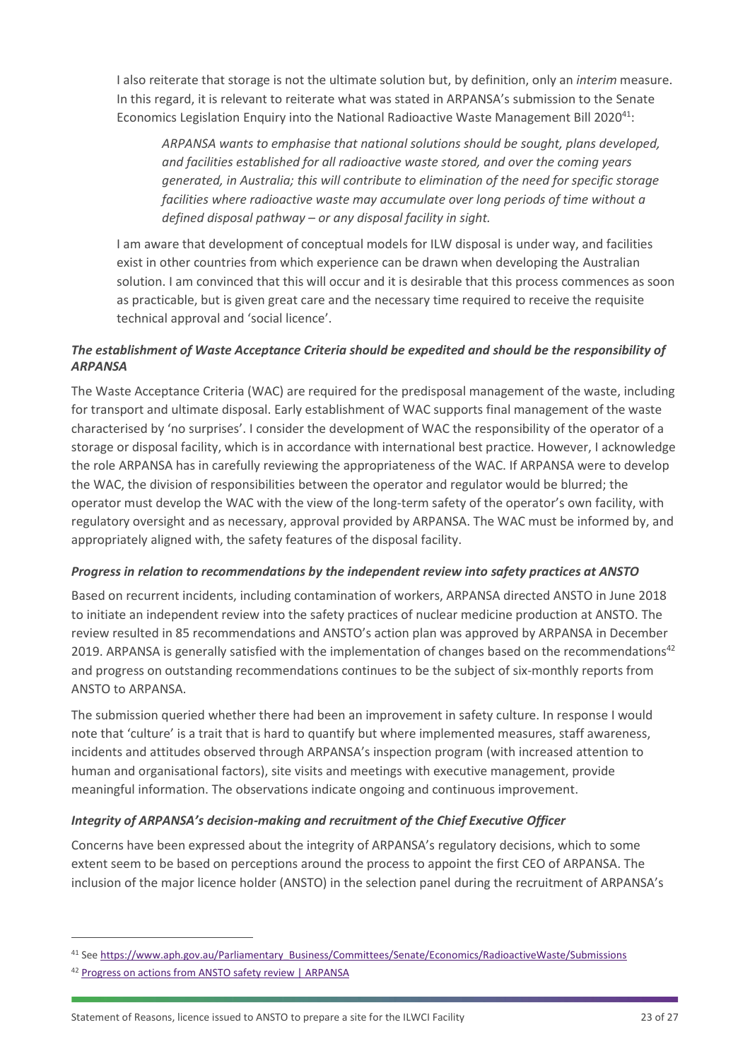I also reiterate that storage is not the ultimate solution but, by definition, only an *interim* measure. In this regard, it is relevant to reiterate what was stated in ARPANSA's submission to the Senate Economics Legislation Enquiry into the National Radioactive Waste Management Bill 2020[41]:

> *ARPANSA wants to emphasise that national solutions should be sought, plans developed, and facilities established for all radioactive waste stored, and over the coming years generated, in Australia; this will contribute to elimination of the need for specific storage facilities where radioactive waste may accumulate over long periods of time without a defined disposal pathway – or any disposal facility in sight.*

I am aware that development of conceptual models for ILW disposal is under way, and facilities exist in other countries from which experience can be drawn when developing the Australian solution. I am convinced that this will occur and it is desirable that this process commences as soon as practicable, but is given great care and the necessary time required to receive the requisite technical approval and 'social licence'.

***The establishment of Waste Acceptance Criteria should be expedited and should be the responsibility of ARPANSA***

The Waste Acceptance Criteria (WAC) are required for the predisposal management of the waste, including for transport and ultimate disposal. Early establishment of WAC supports final management of the waste characterised by 'no surprises'. I consider the development of WAC the responsibility of the operator of a storage or disposal facility, which is in accordance with international best practice. However, I acknowledge the role ARPANSA has in carefully reviewing the appropriateness of the WAC. If ARPANSA were to develop the WAC, the division of responsibilities between the operator and regulator would be blurred; the operator must develop the WAC with the view of the long-term safety of the operator's own facility, with regulatory oversight and as necessary, approval provided by ARPANSA. The WAC must be informed by, and appropriately aligned with, the safety features of the disposal facility.

***Progress in relation to recommendations by the independent review into safety practices at ANSTO***

Based on recurrent incidents, including contamination of workers, ARPANSA directed ANSTO in June 2018 to initiate an independent review into the safety practices of nuclear medicine production at ANSTO. The review resulted in 85 recommendations and ANSTO's action plan was approved by ARPANSA in December 2019. ARPANSA is generally satisfied with the implementation of changes based on the recommendations[42] and progress on outstanding recommendations continues to be the subject of six-monthly reports from ANSTO to ARPANSA.

The submission queried whether there had been an improvement in safety culture. In response I would note that 'culture' is a trait that is hard to quantify but where implemented measures, staff awareness, incidents and attitudes observed through ARPANSA's inspection program (with increased attention to human and organisational factors), site visits and meetings with executive management, provide meaningful information. The observations indicate ongoing and continuous improvement.

***Integrity of ARPANSA's decision-making and recruitment of the Chief Executive Officer***

Concerns have been expressed about the integrity of ARPANSA's regulatory decisions, which to some extent seem to be based on perceptions around the process to appoint the first CEO of ARPANSA. The inclusion of the major licence holder (ANSTO) in the selection panel during the recruitment of ARPANSA's

---

[41] See https://www.aph.gov.au/Parliamentary_Business/Committees/Senate/Economics/RadioactiveWaste/Submissions

[42] Progress on actions from ANSTO safety review | ARPANSA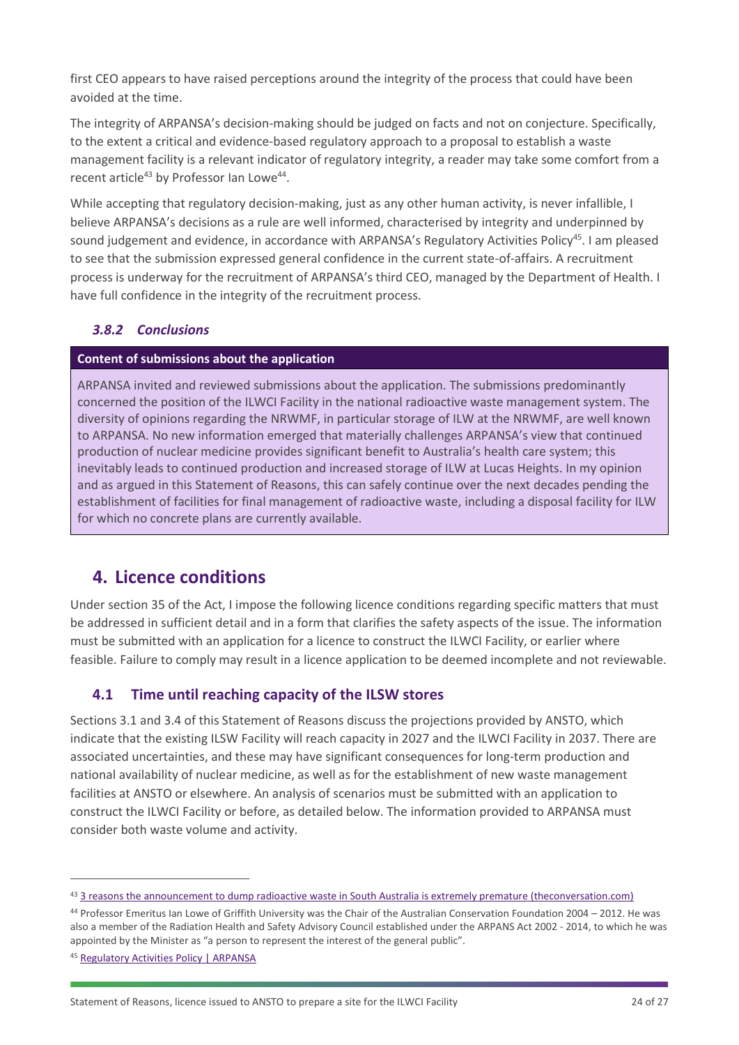first CEO appears to have raised perceptions around the integrity of the process that could have been avoided at the time.

The integrity of ARPANSA's decision-making should be judged on facts and not on conjecture. Specifically, to the extent a critical and evidence-based regulatory approach to a proposal to establish a waste management facility is a relevant indicator of regulatory integrity, a reader may take some comfort from a recent article[43] by Professor Ian Lowe[44].

While accepting that regulatory decision-making, just as any other human activity, is never infallible, I believe ARPANSA's decisions as a rule are well informed, characterised by integrity and underpinned by sound judgement and evidence, in accordance with ARPANSA's Regulatory Activities Policy[45]. I am pleased to see that the submission expressed general confidence in the current state-of-affairs. A recruitment process is underway for the recruitment of ARPANSA's third CEO, managed by the Department of Health. I have full confidence in the integrity of the recruitment process.

### *3.8.2 Conclusions*

| **Content of submissions about the application** |
|---|
| ARPANSA invited and reviewed submissions about the application. The submissions predominantly concerned the position of the ILWCI Facility in the national radioactive waste management system. The diversity of opinions regarding the NRWMF, in particular storage of ILW at the NRWMF, are well known to ARPANSA. No new information emerged that materially challenges ARPANSA's view that continued production of nuclear medicine provides significant benefit to Australia's health care system; this inevitably leads to continued production and increased storage of ILW at Lucas Heights. In my opinion and as argued in this Statement of Reasons, this can safely continue over the next decades pending the establishment of facilities for final management of radioactive waste, including a disposal facility for ILW for which no concrete plans are currently available. |

## 4. Licence conditions

Under section 35 of the Act, I impose the following licence conditions regarding specific matters that must be addressed in sufficient detail and in a form that clarifies the safety aspects of the issue. The information must be submitted with an application for a licence to construct the ILWCI Facility, or earlier where feasible. Failure to comply may result in a licence application to be deemed incomplete and not reviewable.

### 4.1 Time until reaching capacity of the ILSW stores

Sections 3.1 and 3.4 of this Statement of Reasons discuss the projections provided by ANSTO, which indicate that the existing ILSW Facility will reach capacity in 2027 and the ILWCI Facility in 2037. There are associated uncertainties, and these may have significant consequences for long-term production and national availability of nuclear medicine, as well as for the establishment of new waste management facilities at ANSTO or elsewhere. An analysis of scenarios must be submitted with an application to construct the ILWCI Facility or before, as detailed below. The information provided to ARPANSA must consider both waste volume and activity.

---

[43] 3 reasons the announcement to dump radioactive waste in South Australia is extremely premature (theconversation.com)

[44] Professor Emeritus Ian Lowe of Griffith University was the Chair of the Australian Conservation Foundation 2004 – 2012. He was also a member of the Radiation Health and Safety Advisory Council established under the ARPANS Act 2002 - 2014, to which he was appointed by the Minister as "a person to represent the interest of the general public".

[45] Regulatory Activities Policy | ARPANSA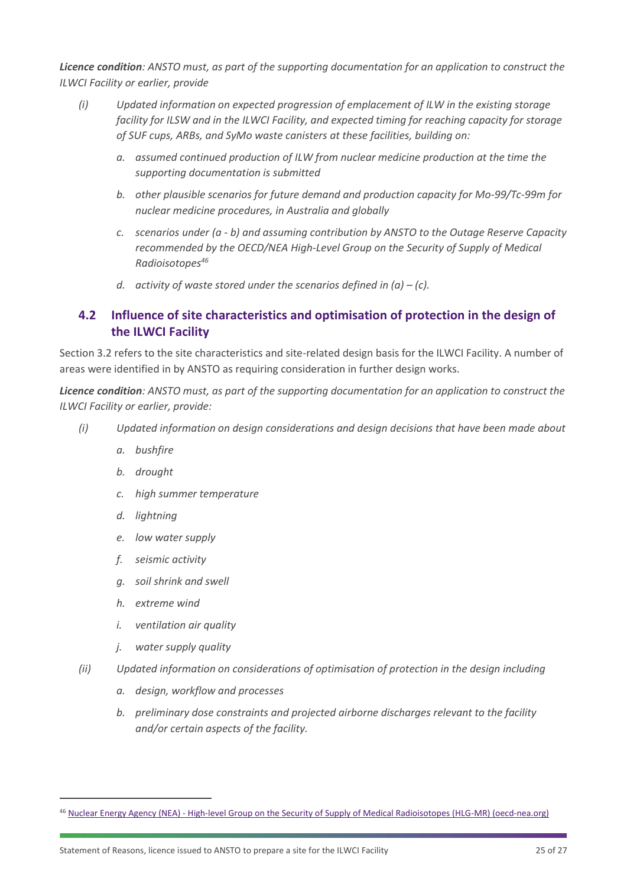***Licence condition**: ANSTO must, as part of the supporting documentation for an application to construct the ILWCI Facility or earlier, provide*

*(i) Updated information on expected progression of emplacement of ILW in the existing storage facility for ILSW and in the ILWCI Facility, and expected timing for reaching capacity for storage of SUF cups, ARBs, and SyMo waste canisters at these facilities, building on:*

- *a. assumed continued production of ILW from nuclear medicine production at the time the supporting documentation is submitted*
- *b. other plausible scenarios for future demand and production capacity for Mo-99/Tc-99m for nuclear medicine procedures, in Australia and globally*
- *c. scenarios under (a - b) and assuming contribution by ANSTO to the Outage Reserve Capacity recommended by the OECD/NEA High-Level Group on the Security of Supply of Medical Radioisotopes[46]*
- *d. activity of waste stored under the scenarios defined in (a) – (c).*

## 4.2 Influence of site characteristics and optimisation of protection in the design of the ILWCI Facility

Section 3.2 refers to the site characteristics and site-related design basis for the ILWCI Facility. A number of areas were identified in by ANSTO as requiring consideration in further design works.

***Licence condition**: ANSTO must, as part of the supporting documentation for an application to construct the ILWCI Facility or earlier, provide:*

*(i) Updated information on design considerations and design decisions that have been made about*

- *a. bushfire*
- *b. drought*
- *c. high summer temperature*
- *d. lightning*
- *e. low water supply*
- *f. seismic activity*
- *g. soil shrink and swell*
- *h. extreme wind*
- *i. ventilation air quality*
- *j. water supply quality*

*(ii) Updated information on considerations of optimisation of protection in the design including*

- *a. design, workflow and processes*
- *b. preliminary dose constraints and projected airborne discharges relevant to the facility and/or certain aspects of the facility.*

[46] Nuclear Energy Agency (NEA) - High-level Group on the Security of Supply of Medical Radioisotopes (HLG-MR) (oecd-nea.org)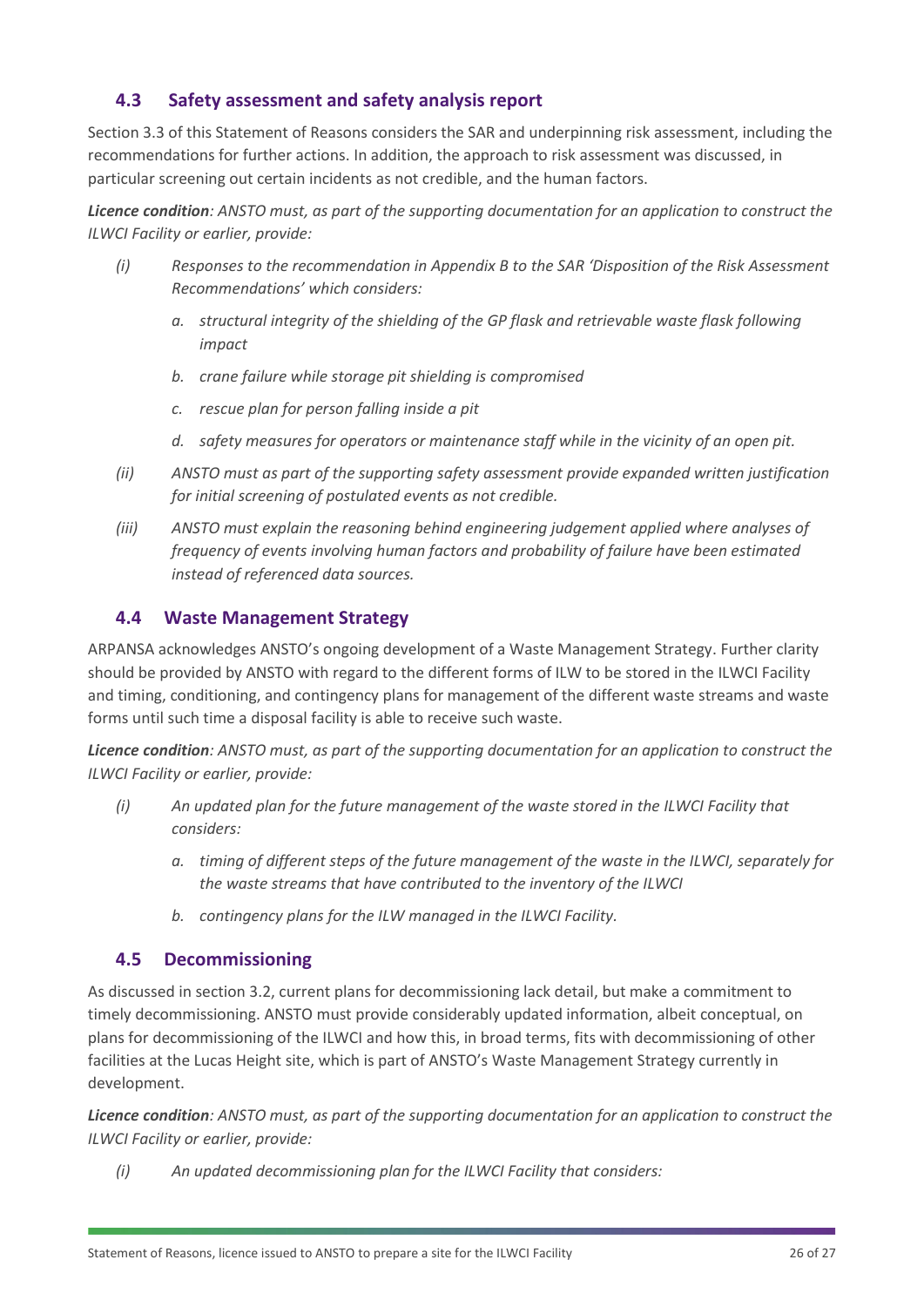## 4.3 Safety assessment and safety analysis report

Section 3.3 of this Statement of Reasons considers the SAR and underpinning risk assessment, including the recommendations for further actions. In addition, the approach to risk assessment was discussed, in particular screening out certain incidents as not credible, and the human factors.

***Licence condition**: ANSTO must, as part of the supporting documentation for an application to construct the ILWCI Facility or earlier, provide:*

*(i) Responses to the recommendation in Appendix B to the SAR 'Disposition of the Risk Assessment Recommendations' which considers:*

- *a. structural integrity of the shielding of the GP flask and retrievable waste flask following impact*
- *b. crane failure while storage pit shielding is compromised*
- *c. rescue plan for person falling inside a pit*
- *d. safety measures for operators or maintenance staff while in the vicinity of an open pit.*

*(ii) ANSTO must as part of the supporting safety assessment provide expanded written justification for initial screening of postulated events as not credible.*

*(iii) ANSTO must explain the reasoning behind engineering judgement applied where analyses of frequency of events involving human factors and probability of failure have been estimated instead of referenced data sources.*

## 4.4 Waste Management Strategy

ARPANSA acknowledges ANSTO's ongoing development of a Waste Management Strategy. Further clarity should be provided by ANSTO with regard to the different forms of ILW to be stored in the ILWCI Facility and timing, conditioning, and contingency plans for management of the different waste streams and waste forms until such time a disposal facility is able to receive such waste.

***Licence condition**: ANSTO must, as part of the supporting documentation for an application to construct the ILWCI Facility or earlier, provide:*

*(i) An updated plan for the future management of the waste stored in the ILWCI Facility that considers:*

- *a. timing of different steps of the future management of the waste in the ILWCI, separately for the waste streams that have contributed to the inventory of the ILWCI*
- *b. contingency plans for the ILW managed in the ILWCI Facility.*

## 4.5 Decommissioning

As discussed in section 3.2, current plans for decommissioning lack detail, but make a commitment to timely decommissioning. ANSTO must provide considerably updated information, albeit conceptual, on plans for decommissioning of the ILWCI and how this, in broad terms, fits with decommissioning of other facilities at the Lucas Height site, which is part of ANSTO's Waste Management Strategy currently in development.

***Licence condition**: ANSTO must, as part of the supporting documentation for an application to construct the ILWCI Facility or earlier, provide:*

*(i) An updated decommissioning plan for the ILWCI Facility that considers:*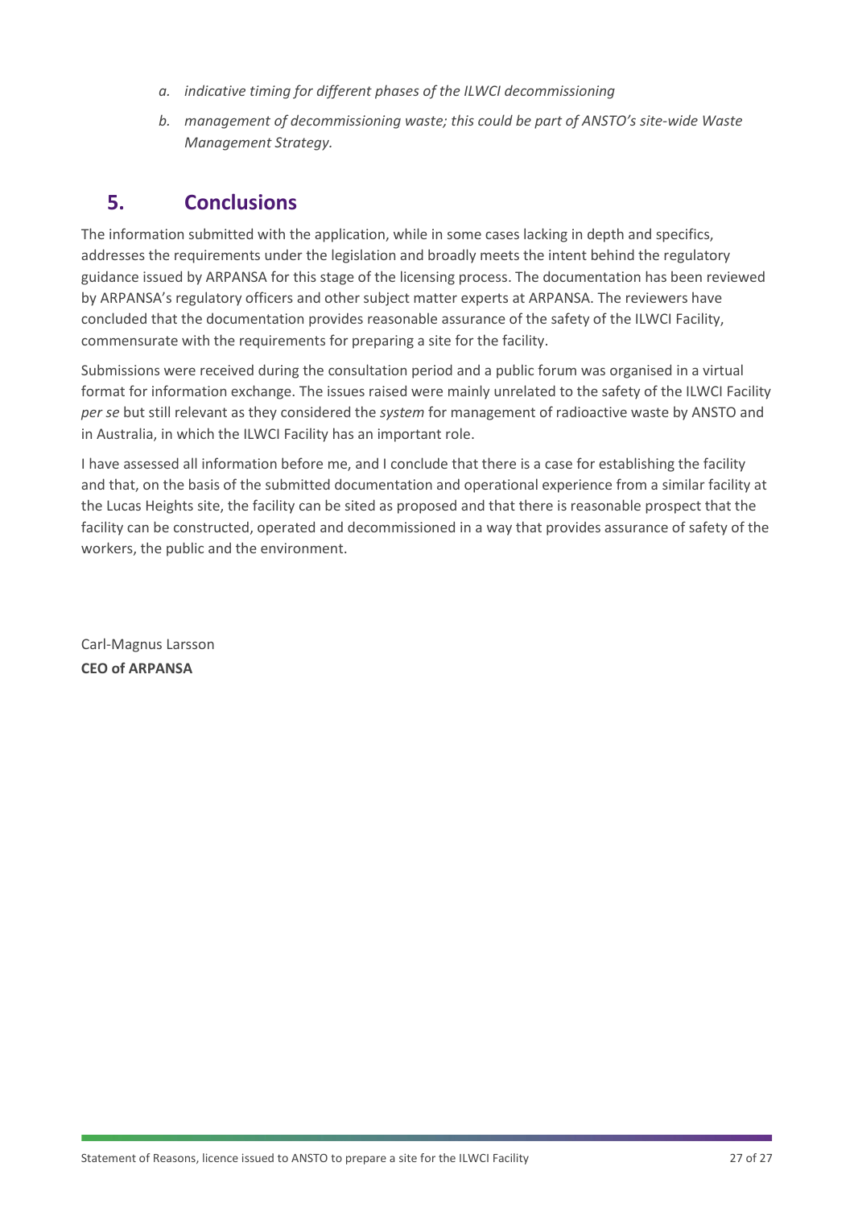a. *indicative timing for different phases of the ILWCI decommissioning*

b. *management of decommissioning waste; this could be part of ANSTO's site-wide Waste Management Strategy.*

## 5. Conclusions

The information submitted with the application, while in some cases lacking in depth and specifics, addresses the requirements under the legislation and broadly meets the intent behind the regulatory guidance issued by ARPANSA for this stage of the licensing process. The documentation has been reviewed by ARPANSA's regulatory officers and other subject matter experts at ARPANSA. The reviewers have concluded that the documentation provides reasonable assurance of the safety of the ILWCI Facility, commensurate with the requirements for preparing a site for the facility.

Submissions were received during the consultation period and a public forum was organised in a virtual format for information exchange. The issues raised were mainly unrelated to the safety of the ILWCI Facility *per se* but still relevant as they considered the *system* for management of radioactive waste by ANSTO and in Australia, in which the ILWCI Facility has an important role.

I have assessed all information before me, and I conclude that there is a case for establishing the facility and that, on the basis of the submitted documentation and operational experience from a similar facility at the Lucas Heights site, the facility can be sited as proposed and that there is reasonable prospect that the facility can be constructed, operated and decommissioned in a way that provides assurance of safety of the workers, the public and the environment.

Carl-Magnus Larsson
**CEO of ARPANSA**